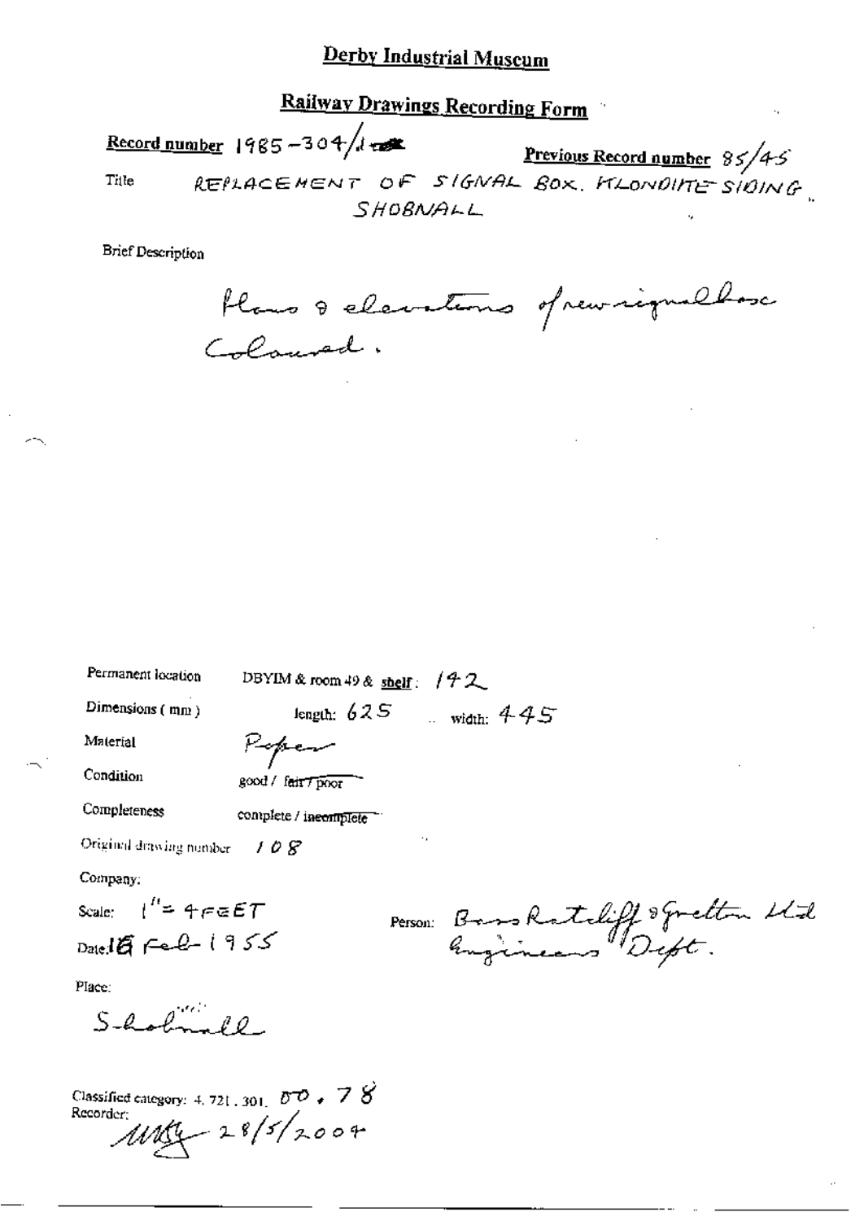# Derby Industrial Museum

## Railway Drawings Recording Form

**Record number** 1985-304/1

**Previous Record number** 85/45

Title REPLACEMENT OF SIGNAL BOX. KLONDIKE SIDING, SHOBNALL

Brief Description

Plans & elevations of new signal box Coloured.

Permanent location DBYIM & room 49 & shelf: 142

Dimensions (mm) length: 625 width: 445

Material Paper

Condition good / fair / poor

Completeness complete / incomplete

Original drawing number 108

Company:

Scale: 1" = 4 FEET

Date 16 Feb 1955

Person: Bass Ratcliff & Gretton Ltd Engineers Dept.

Place:

Shobnall

Classified category: 4.721.301. 00.78

Recorder: MKG 28/5/2004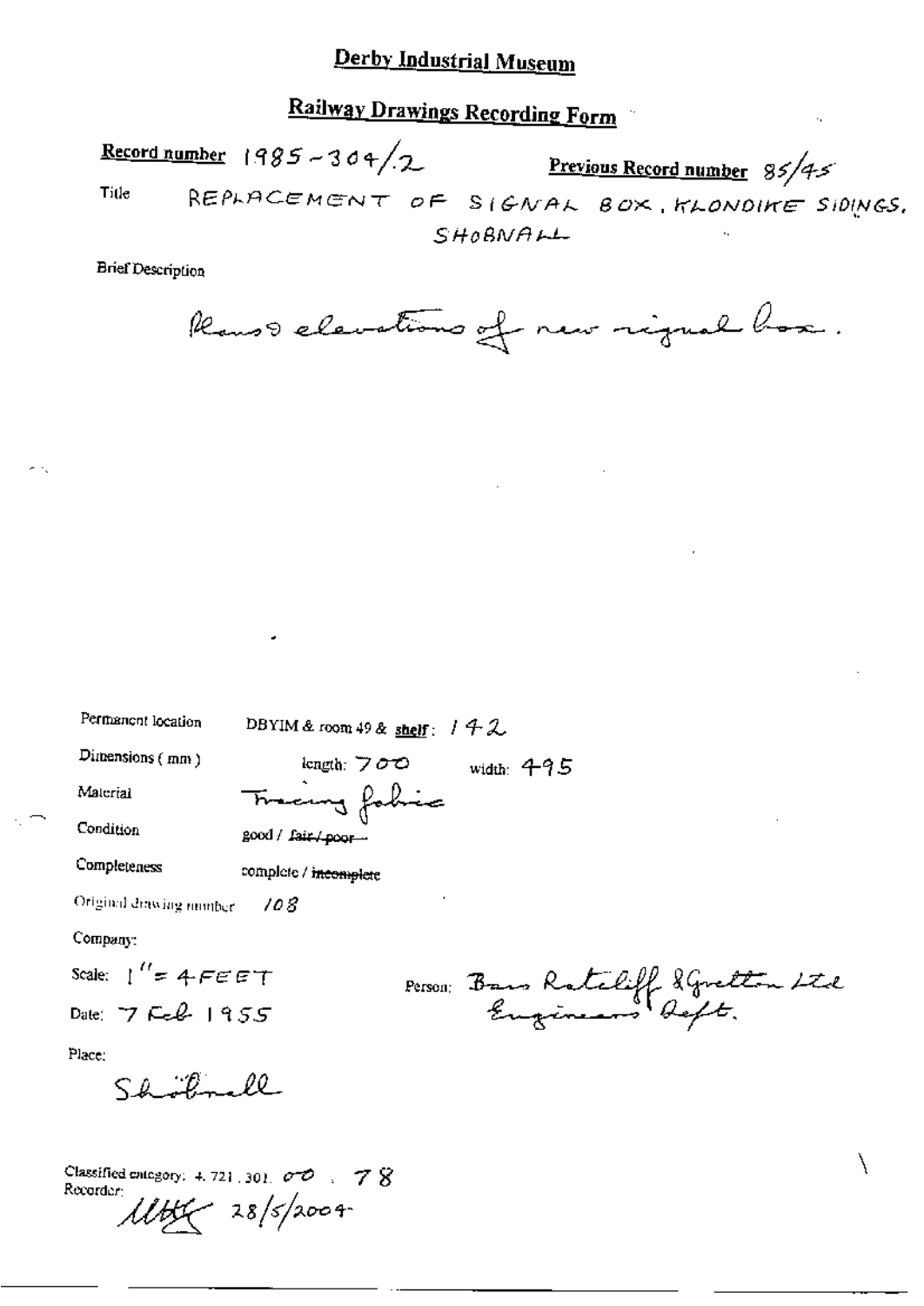# Derby Industrial Museum

## Railway Drawings Recording Form

**Record number** 1985-304/2 **Previous Record number** 85/45

Title REPLACEMENT OF SIGNAL BOX, KLONDIKE SIDINGS, SHOBNALL

Brief Description

Plans & elevations of new signal box.

Permanent location DBYIM & room 49 & shelf: 142

Dimensions (mm) length: 700 width: 495

Material Tracing fabric

Condition good / ~~fair / poor~~

Completeness complete / ~~incomplete~~

Original drawing number 108

Company:

Scale: 1" = 4 FEET

Date: 7 Feb 1955

Person: Bass Ratcliff & Gretton Ltd Engineers' Dept.

Place:

Shobnall

Classified category: 4.721.301.00.78

Recorder: MHK 28/5/2004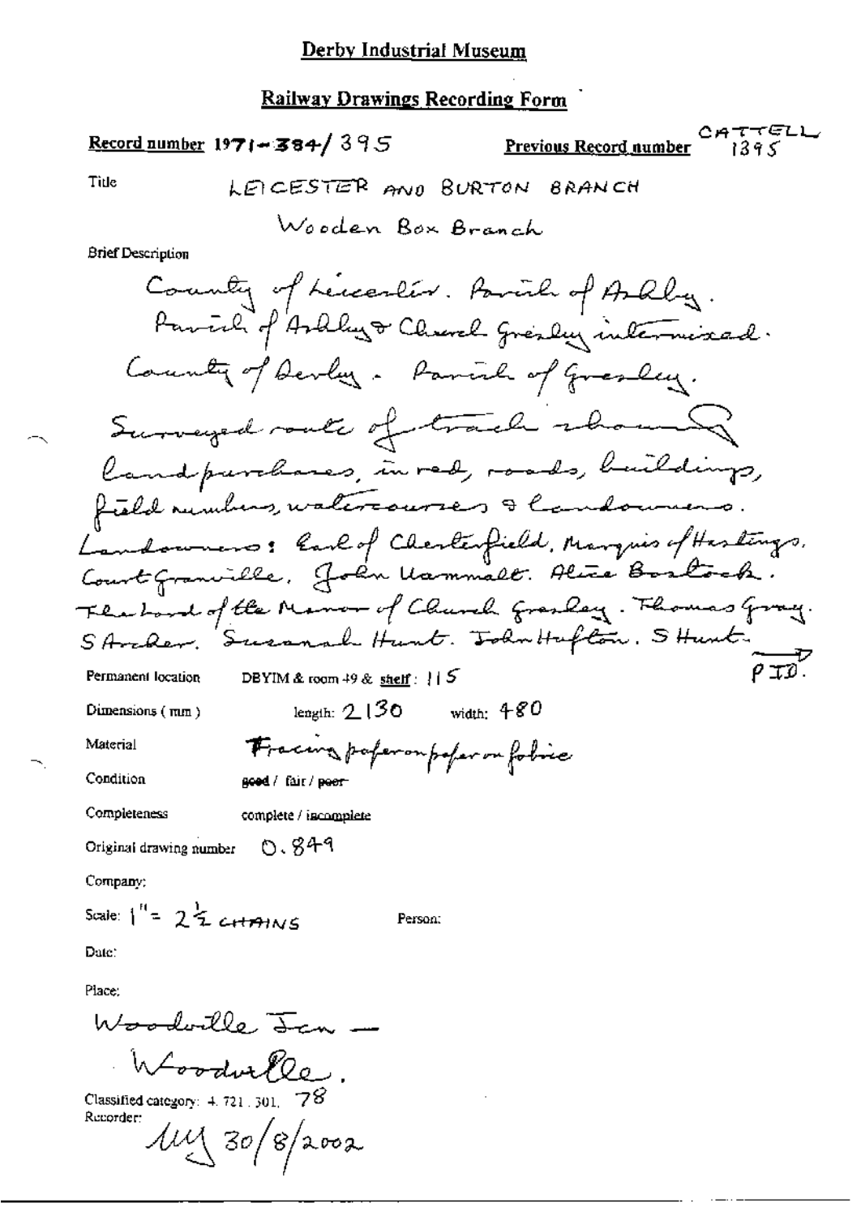# Derby Industrial Museum

## Railway Drawings Recording Form

**Record number** 1971-384/395 **Previous Record number** CATTELL 1395

Title LEICESTER AND BURTON BRANCH

Wooden Box Branch

Brief Description

County of Leicester. Parish of Ashby.
Parish of Ashby & Church Gresley intermixed.
County of Derby. Parish of Gresley.
Surveyed route of track showing land purchases, in red, roads, buildings, field numbers, watercourses & landowners.
Landowners: Earl of Chesterfield, Marquis of Hastings, Court Granville, John Wammall. Alice Bostock. The Lord of the Manor of Church Gresley. Thomas Gray. S Archer. Susannah Hunt. John Hufton. S Hunt.
PTO.

Permanent location DBYIM & room 49 & shelf: 115

Dimensions (mm) length: 2130 width: 480

Material Tracing paper on paper on fabric

Condition good / fair / ~~poor~~

Completeness complete / incomplete

Original drawing number O.849

Company:

Scale: 1" = 2½ CHAINS Person:

Date:

Place:

Woodville Jcn —
Woodville.

Classified category: 4.721.301. 78

Recorder:
MJ 30/8/2002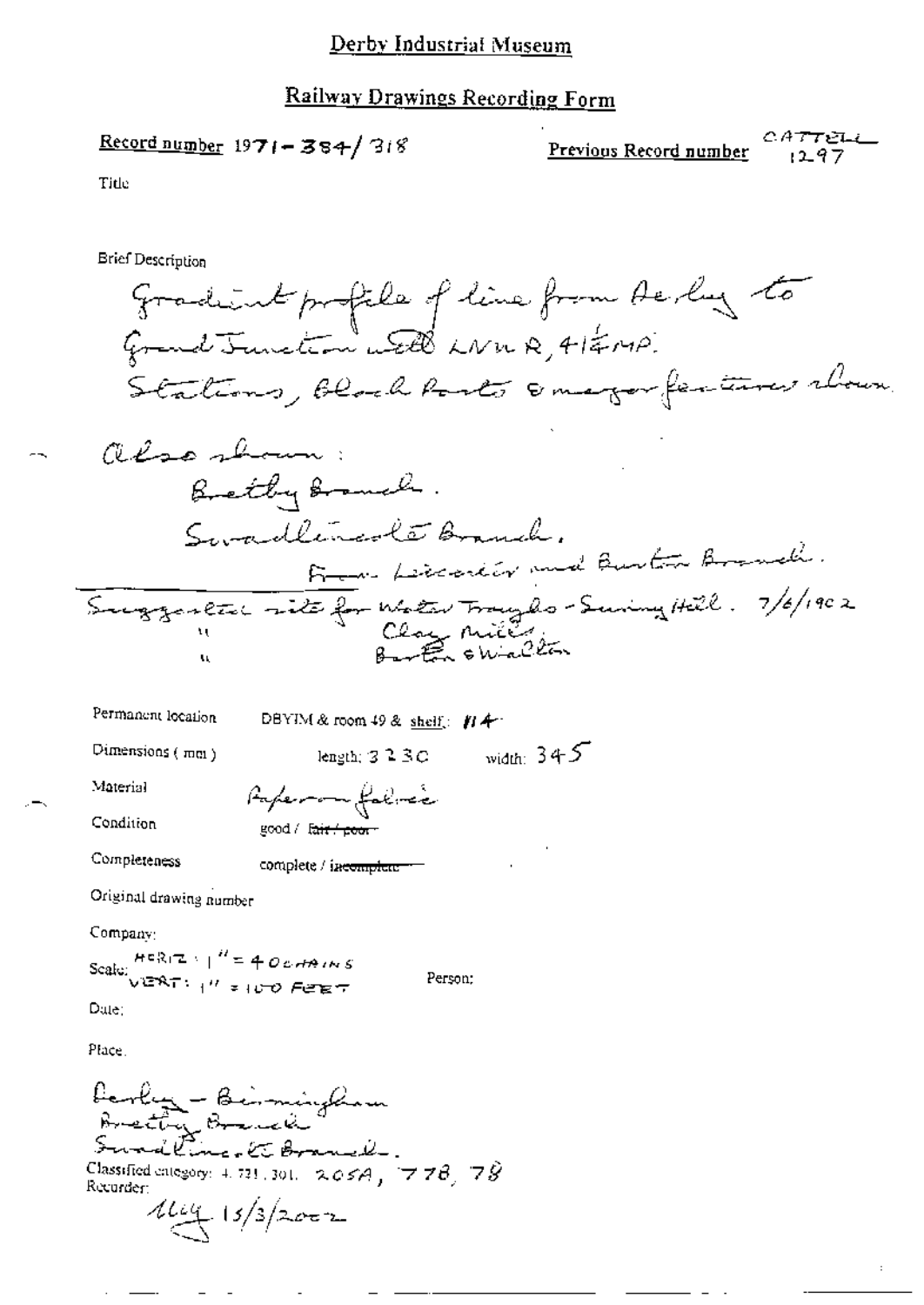## Derby Industrial Museum

## Railway Drawings Recording Form

**Record number** 1971-384/318

**Previous Record number** CATTELL 1297

Title

Brief Description

Gradient profile of line from Derby to Grand Junction with LNWR, 41¼ MP.
Stations, Block Posts & major features shown.

Also shown:
Bretby Branch.
Swadlincote Branch.
From Leicester and Burton Branch.

Suggested site for Water Troughs - Sunny Hill. 7/6/1902
" Clay Mills
" Barton & Walton

Permanent location DBYIM & room 49 & shelf: 114

Dimensions (mm) length: 3230 width: 345

Material Paper on fabric

Condition good / ~~fair / poor~~

Completeness complete / ~~incomplete~~

Original drawing number

Company:

Scale: HORIZ: 1" = 40 CHAINS
VERT: 1" = 100 FEET

Person:

Date:

Place.

Derby - Birmingham
Bretby Branch
Swadlincote Branch.

Classified category: 4.721.301. 205A, 778, 78

Recorder:

Ally 15/3/2002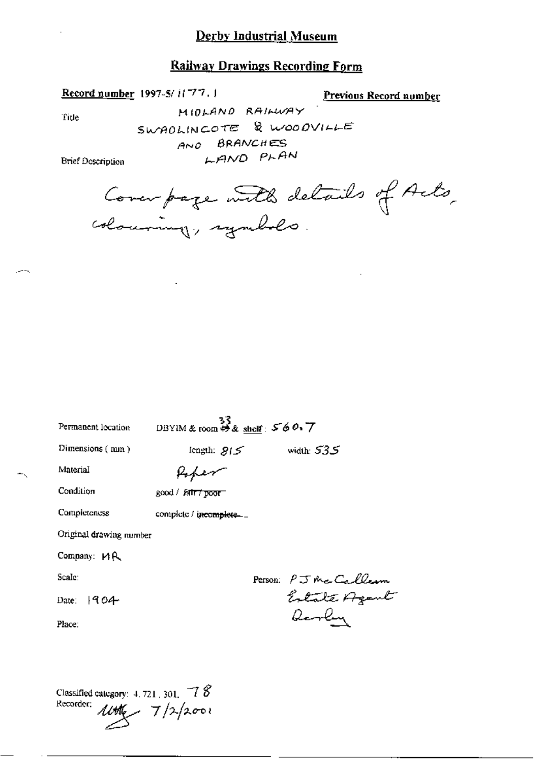# Derby Industrial Museum

## Railway Drawings Recording Form

**Record number** 1997-5/1177.1

**Previous Record number**

Title

MIDLAND RAILWAY
SWADLINCOTE & WOODVILLE
AND BRANCHES
LAND PLAN

Brief Description

Cover page with details of Acts, colouring, symbols.

Permanent location: DBYIM & room ~~49~~ 33 & shelf: 560.7

Dimensions (mm): length: 815 width: 535

Material: Paper

Condition: good / ~~fair / poor~~

Completeness: complete / ~~incomplete~~

Original drawing number

Company: MR

Scale:

Date: 1904

Place:

Person: P J McCallum Estate Agent Derby

Classified category: 4.721.301.78

Recorder: 7/2/2001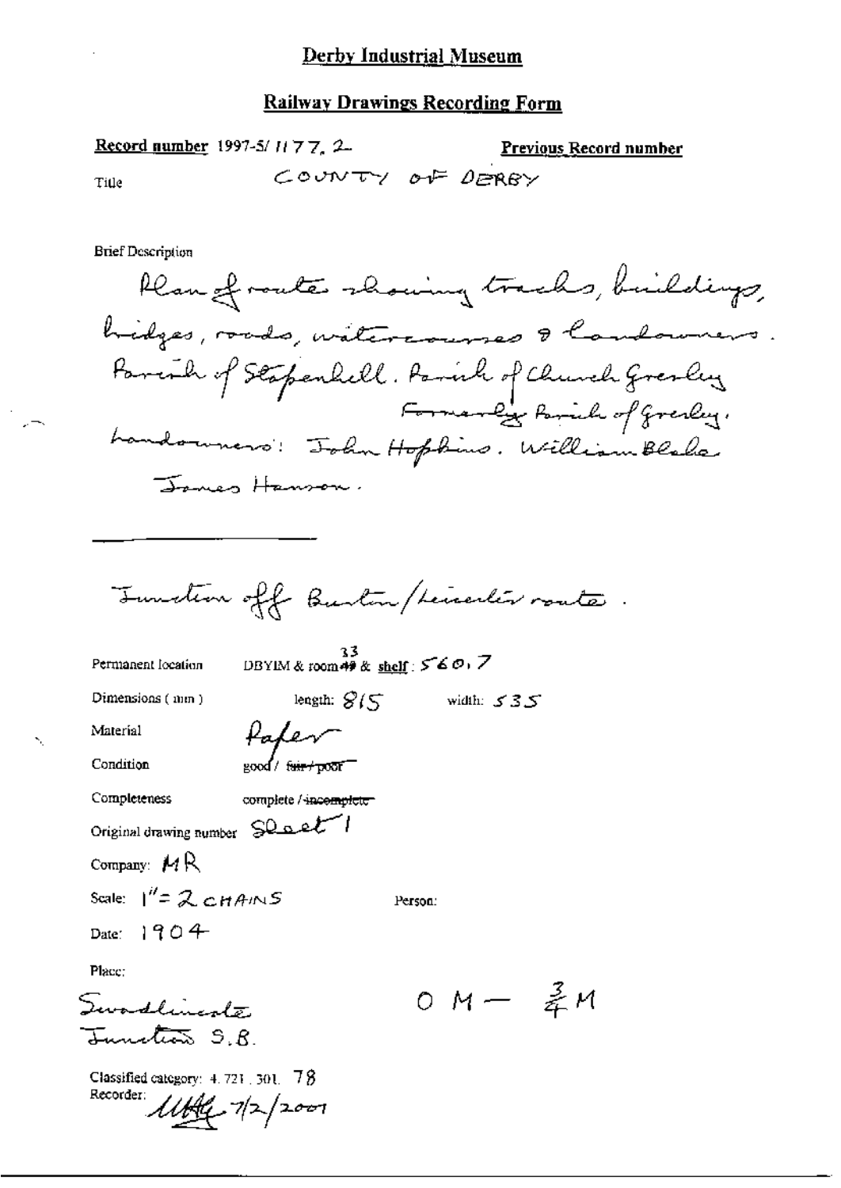# Derby Industrial Museum

## Railway Drawings Recording Form

**Record number** 1997-5/ 1177. 2 **Previous Record number**

Title COUNTY OF DERBY

Brief Description

Plan of route showing tracks, buildings, bridges, roads, watercourses & landowners. Parish of Stapenhill. Parish of Church Gresley Formerly Parish of Gresley. Landowners: John Hopkins. William Blake James Hanson.

---

Junction off Burton/Leicester route.

Permanent location DBYIM & room ~~49~~ 33 & shelf: 560, 7

Dimensions ( mm ) length: 815 width: 535

Material Paper

Condition good / ~~fair / poor~~

Completeness complete / ~~incomplete~~

Original drawing number Sheet 1

Company: MR

Scale: 1" = 2 CHAINS Person:

Date: 1904

Place:

Swadlincote Junction S.B.

0 M — $\frac{3}{4}$ M

Classified category: 4. 721. 301. 78

Recorder: MHG 7/2/2001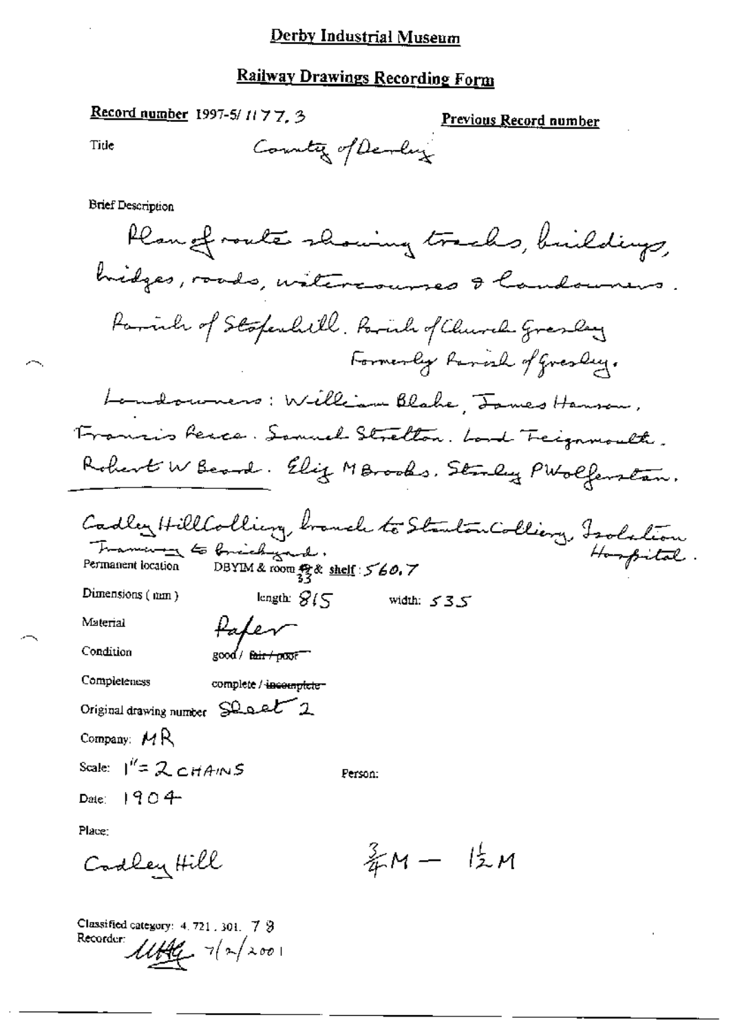Derby Industrial Museum

## Railway Drawings Recording Form

**Record number** 1997-5/ 1177.3

**Previous Record number**

Title County of Derby

Brief Description

Plan of route showing tracks, buildings, bridges, roads, watercourses & landowners.

Parish of Stapenhill. Parish of Church Gresley Formerly Parish of Gresley.

Landowners: William Blake, James Hanson, Francis Pearce. Samuel Stretton. Lord Teignmouth. Robert W Beard. Eliz M Brooks. Stanley P Wolferstan.

Cadley Hill Colliery, branch to Stanton Colliery, Isolation Hospital. Tramway to brickyard.

Permanent location DBYIM & room 49/33 & shelf: 560.7

Dimensions (mm) length: 815 width: 535

Material Paper

Condition good / ~~fair / poor~~

Completeness complete / ~~incomplete~~

Original drawing number Sheet 2

Company: MR

Scale: 1" = 2 CHAINS

Person:

Date: 1904

Place:

Cadley Hill

$\frac{3}{4}$M — $1\frac{1}{2}$M

Classified category: 4.721.301. 7 8

Recorder: MHG 7/2/2001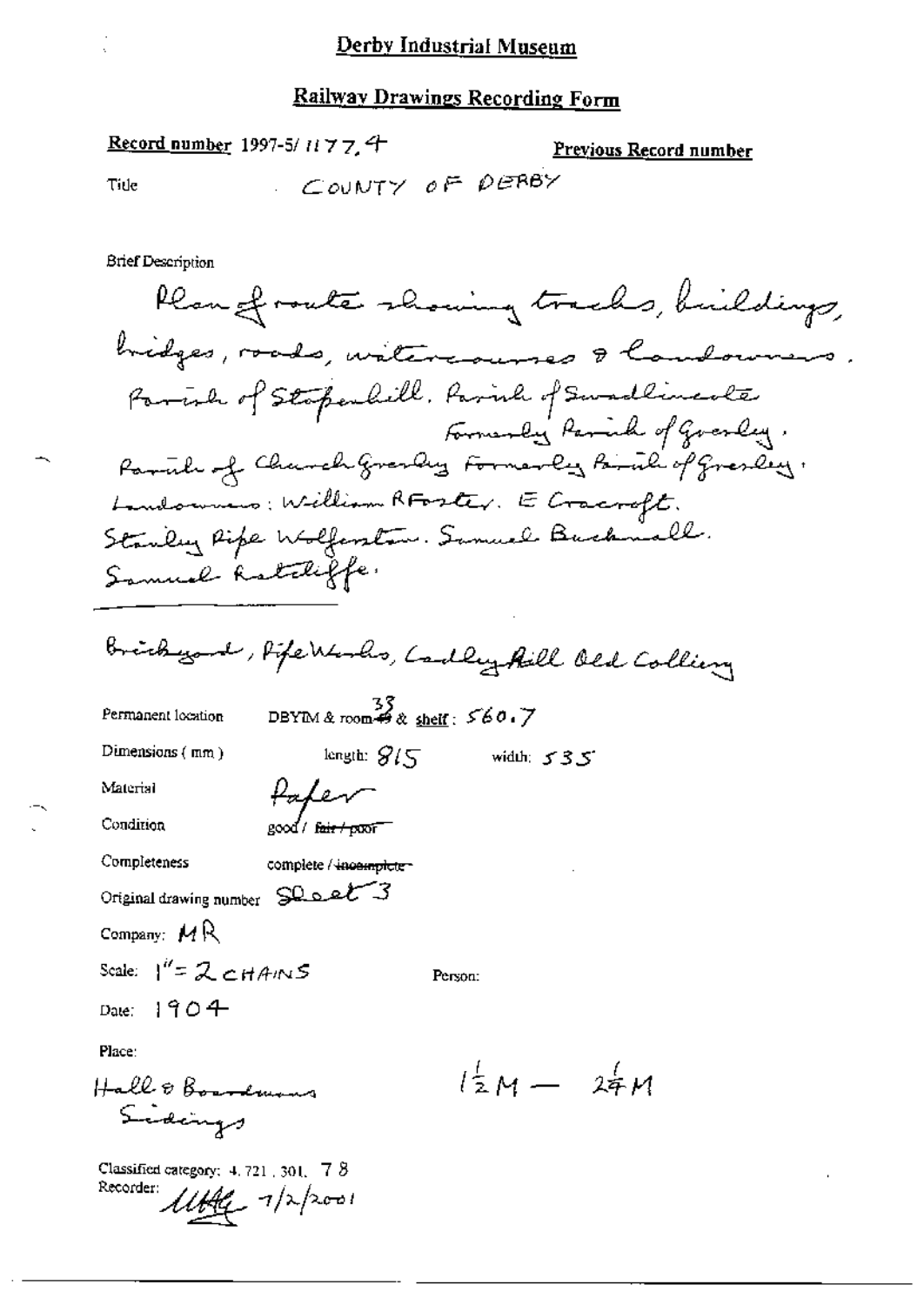# Derby Industrial Museum

## Railway Drawings Recording Form

**Record number** 1997-5/ 1177.4

**Previous Record number**

Title COUNTY OF DERBY

Brief Description

Plan of route showing tracks, buildings, bridges, roads, watercourses & landowners. Parish of Stapenhill. Parish of Swadlincote formerly Parish of Gresley. Parish of Church Gresley formerly Parish of Gresley. Landowners: William RFoster. E Cracroft. Stanley Pipe Wolfenstan. Samuel Bucknall. Samuel Ratcliffe.

Brickyard, Pipe Works, Cadley Hill Old Colliery

Permanent location DBYIM & room 33 & shelf: 560.7

Dimensions (mm) length: 815 width: 535

Material Paper

Condition good / ~~fair / poor~~

Completeness complete / ~~incomplete~~

Original drawing number Sheet 3

Company: MR

Scale: 1" = 2 CHAINS

Person:

Date: 1904

Place:

Hall & Boardmans Sidings

1½ M — 2¼ M

Classified category: 4.721.301. 78

Recorder: [signature] 7/2/2001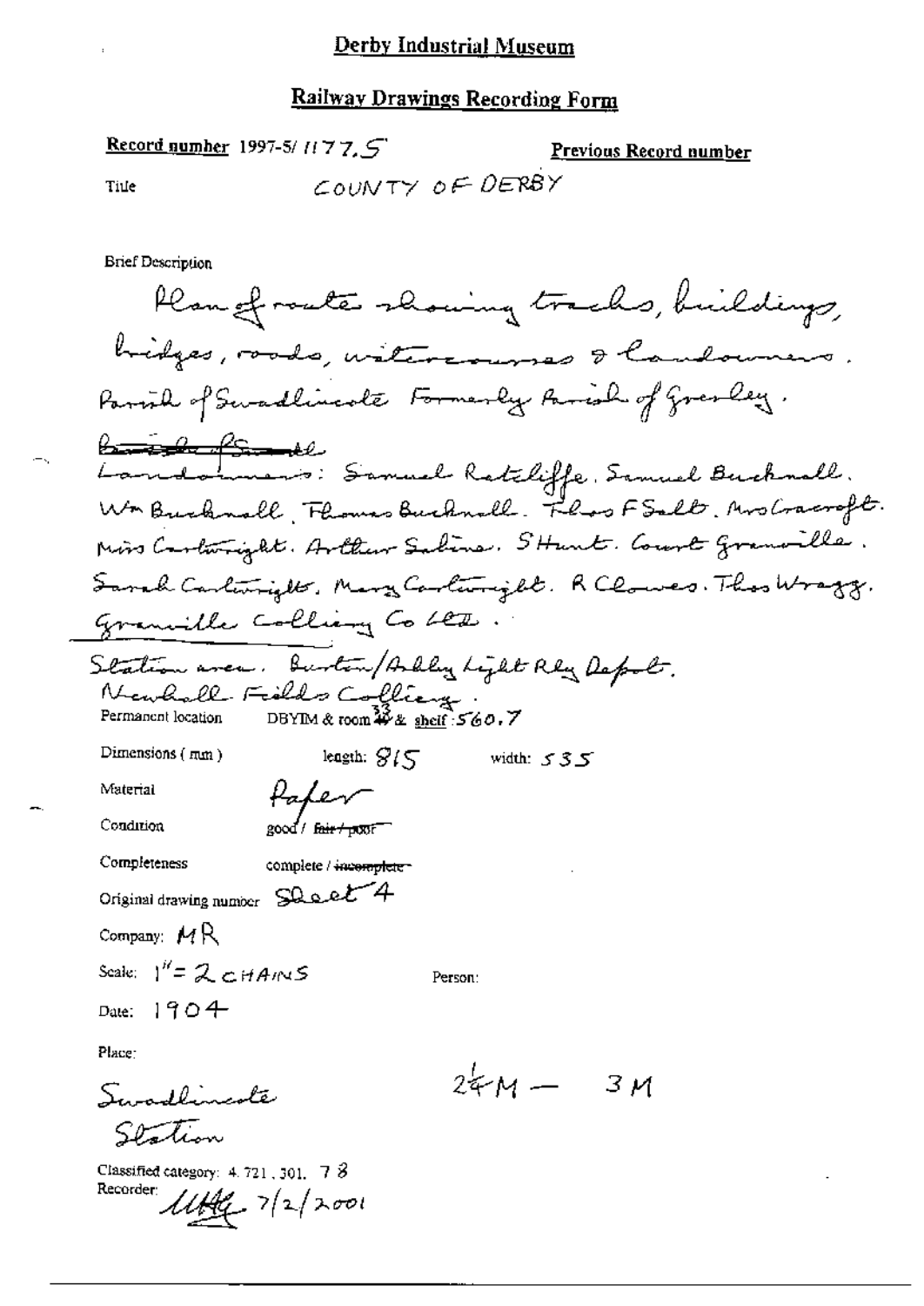# Derby Industrial Museum

## Railway Drawings Recording Form

**Record number** 1997-5/ 1177.5

**Previous Record number**

Title: COUNTY OF DERBY

Brief Description

Plan of route showing tracks, buildings, bridges, roads, watercourses & landowners. Parish of Swadlincote Formerly Parish of Gresley.

~~Parish of Stanton~~

Landowners: Samuel Ratcliffe. Samuel Bucknall. Wm Bucknall. Thomas Bucknall. Thos F Salt. Mrs Cracroft. Miss Cartwright. Arthur Sabine. S Hunt. Count Granville. Sarah Cartwright. Mary Cartwright. R Clowes. Thos Wragg. Granville Colliery Co Ltd.

Station area. Burton/Ashby Light Rly Depot. Newhall Fields Colliery.

Permanent location: DBYIM & room 33 & shelf: 560.7

Dimensions (mm) length: 815 width: 535

Material: Paper

Condition: good / ~~fair / poor~~

Completeness: complete / ~~incomplete~~

Original drawing number: Sheet 4

Company: MR

Scale: 1" = 2 CHAINS

Person:

Date: 1904

Place:

Swadlincote Station

2¼M — 3M

Classified category: 4.721.301. 78

Recorder: [signature] 7/2/2001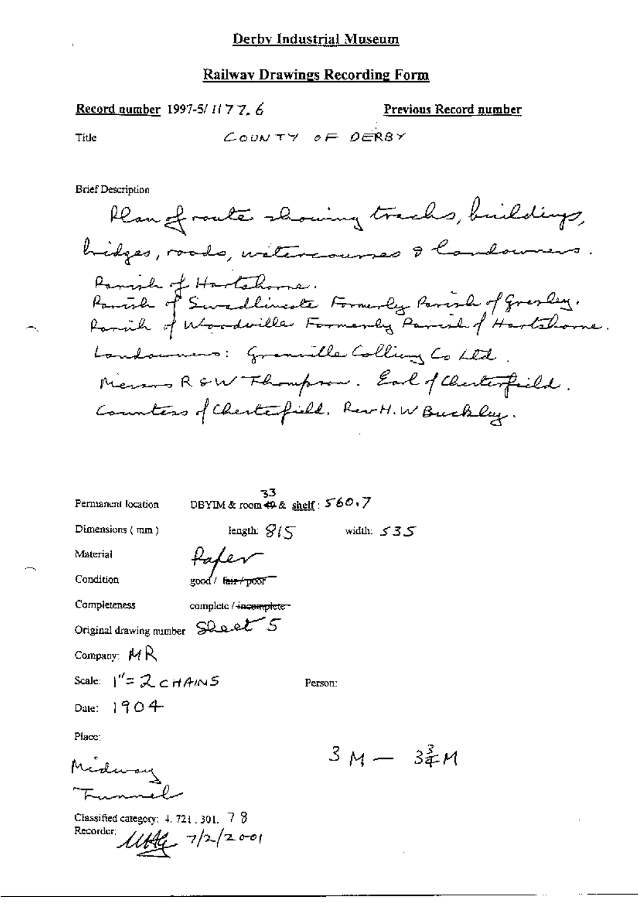Derby Industrial Museum

Railway Drawings Recording Form

Record number 1997-5/1177.6

Previous Record number

Title COUNTY OF DERBY

Brief Description

Plan of route showing tracks, buildings, bridges, roads, watercourses & landowners.
Parish of Hartshorne.
Parish of Swadlincote Formerly Parish of Gresley.
Parish of Woodville Formerly Parish of Hartshorne.
Landowners: Granville Colliery Co Ltd.
Messrs R & W Thompson. Earl of Chesterfield.
Countess of Chesterfield. Rev H. W Buckley.

Permanent location DBYIM & room ~~49~~ 33 & shelf: 560.7

Dimensions (mm) length: 815 width: 535

Material Paper

Condition good / ~~fair / poor~~

Completeness complete / ~~incomplete~~

Original drawing number Sheet 5

Company: MR

Scale: 1" = 2 CHAINS

Person:

Date: 1904

Place:

Midway
Tunnel

3 M — $3\frac{3}{4}$ M

Classified category: 4. 721. 301. 7 8

Recorder: [signature] 7/2/2001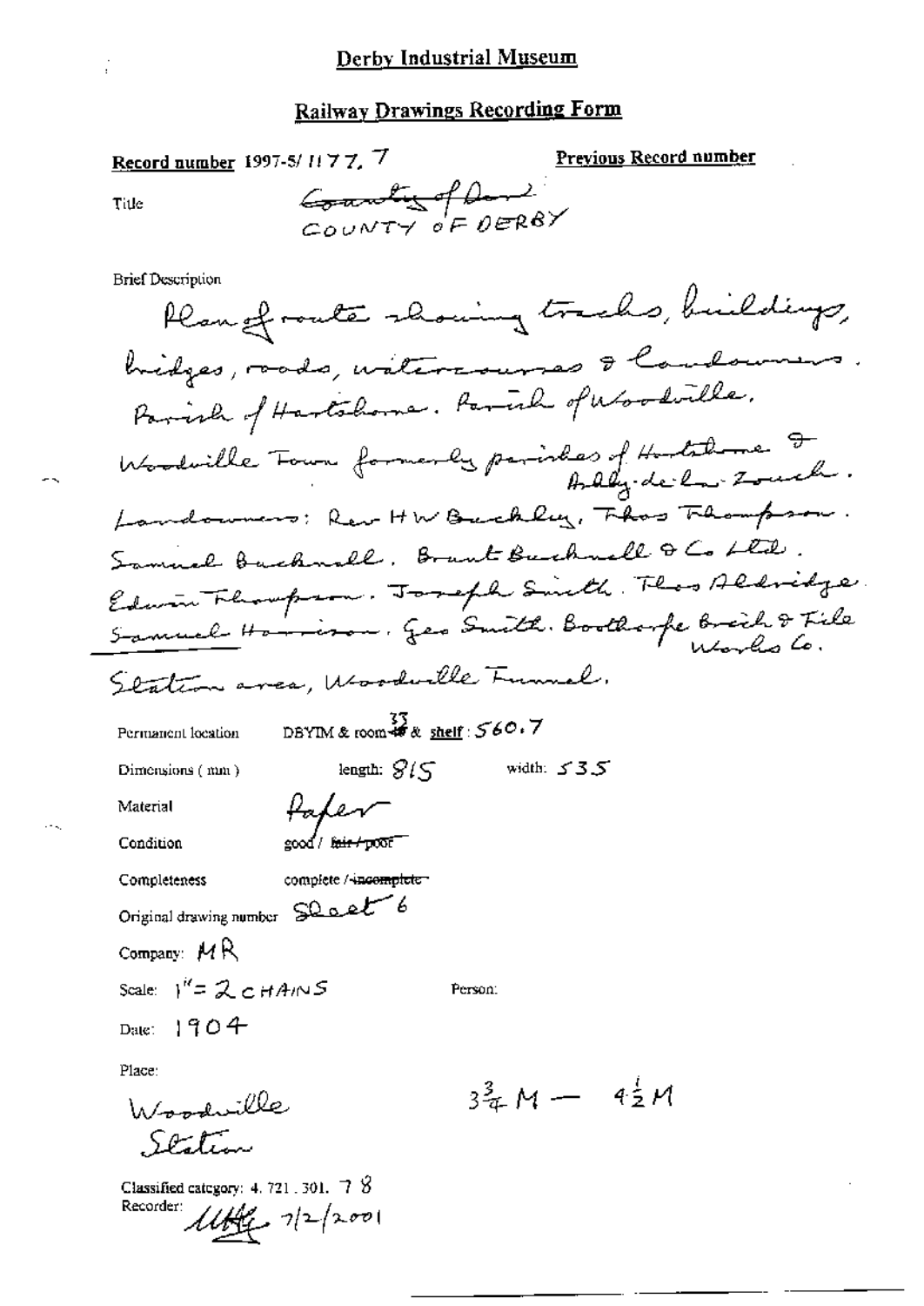# Derby Industrial Museum

## Railway Drawings Recording Form

**Record number** 1997-5/ 1177. 7

**Previous Record number**

Title: ~~County of Derb~~ COUNTY OF DERBY

Brief Description

Plan of route showing tracks, buildings, bridges, roads, watercourses & landowners. Parish of Hartshorne. Parish of Woodville. Woodville Town formerly parishes of Hartshorne & Ashby-de-la-Zouch. Landowners: Rev H W Buckley, Thos Thompson. Samuel Bucknall. Brunt Bucknall & Co Ltd. Edwin Thompson. Joseph Smith. Thos Aldridge. Samuel Harrison. Geo Smith. Boothorpe Brick & Tile Works Co.

Station area, Woodville Tunnel.

Permanent location: DBYIM & room ~~49~~ 33 & shelf: 560.7

Dimensions (mm): length: 815 width: 535

Material: Paper

Condition: good / ~~fair / poor~~

Completeness: complete / ~~incomplete~~

Original drawing number: Sheet 6

Company: MR

Scale: 1" = 2 CHAINS

Person:

Date: 1904

Place:

Woodville Station

$3\frac{3}{4}$ M — $4\frac{1}{2}$ M

Classified category: 4. 721. 301. 7 8

Recorder: UHG 7/2/2001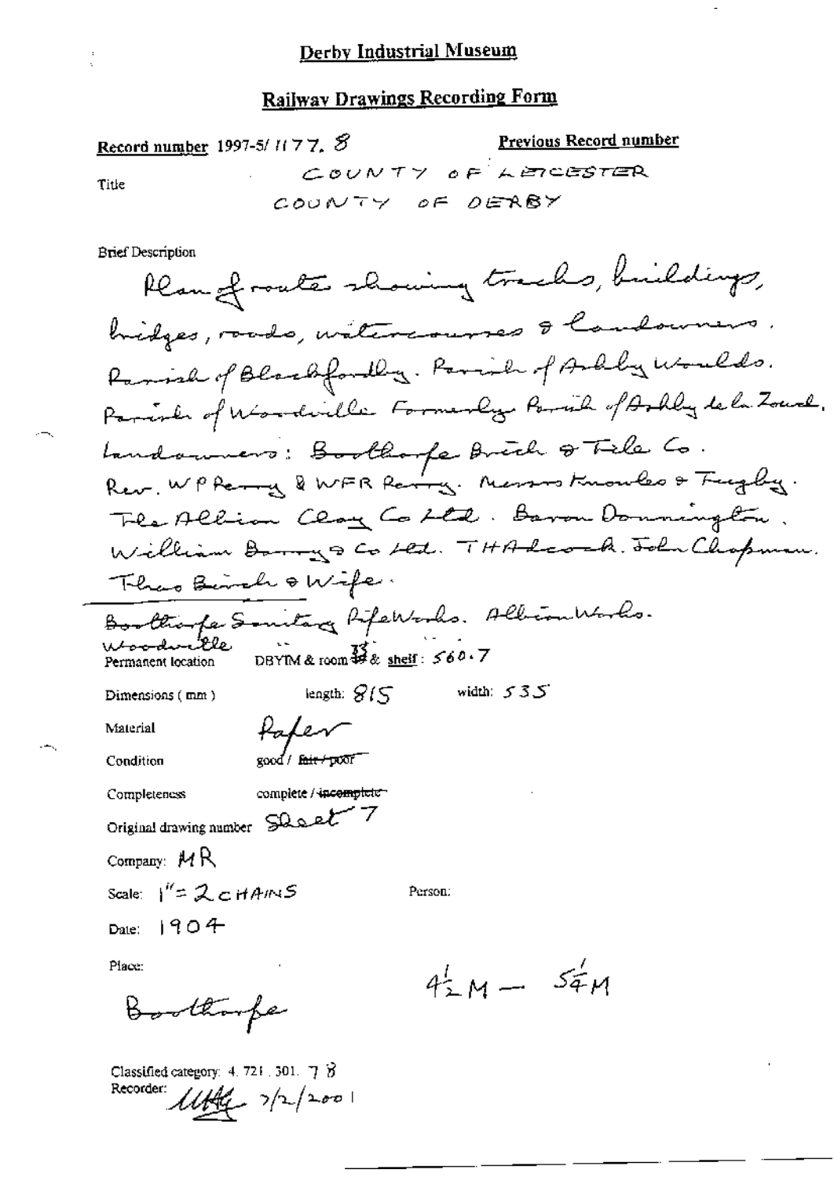## Derby Industrial Museum

## Railway Drawings Recording Form

**Record number** 1997-5/ 1177. 8

**Previous Record number**

**Title**

COUNTY OF LEICESTER
COUNTY OF DERBY

**Brief Description**

Plan of route showing tracks, buildings, bridges, roads, watercourses & landowners. Parish of Blackfordby. Parish of Ashby Woulds. Parish of Woodville Formerly Parish of Ashby de la Zouch. Landowners: Boothorpe Brick & Tile Co. Rev. W P Perry & W F R Perry. Messrs Knowles & Fugby. The Albion Clay Co Ltd. Baron Donnington. William Barry & Co Ltd. T H Adcock. John Chapman. Thos Birch & Wife.

Boothorpe Sanitary Pipe Works. Albion Works. Woodville

**Permanent location** DBYIM & room 33 & shelf: 560.7

**Dimensions (mm)** length: 815 width: 535

**Material** Paper

**Condition** good / ~~fair / poor~~

**Completeness** complete / ~~incomplete~~

**Original drawing number** Sheet 7

**Company:** MR

**Scale:** 1" = 2 CHAINS

**Person:**

**Date:** 1904

**Place:**

Boothorpe

$4\frac{1}{2}$ M — $5\frac{1}{4}$ M

Classified category: 4. 721. 301. 7 B

Recorder: MH 7/2/2001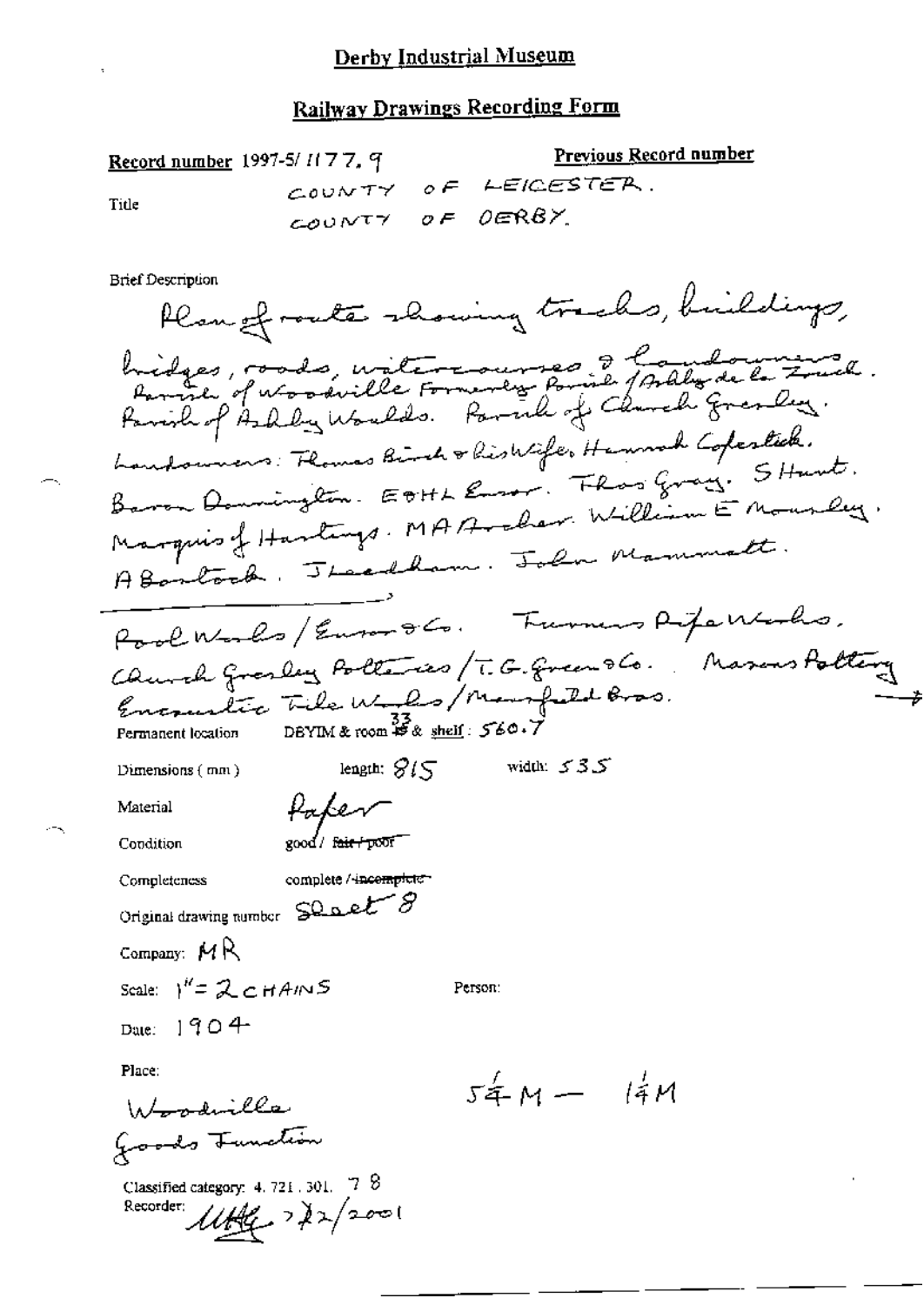Derby Industrial Museum

## Railway Drawings Recording Form

**Record number** 1997-5/1177.9

**Previous Record number**

**Title** COUNTY OF LEICESTER. COUNTY OF DERBY.

**Brief Description**

Plan of route showing tracks, buildings, bridges, roads, watercourses & landowners. Parish of Woodville Formerly Parish of Ashby de la Zouch. Parish of Ashby Woulds. Parish of Church Gresley. Landowners: Thomas Birch & his Wife, Hannah Copestick. Baron Donington. E&HL Ensor. Thos Gray. S Hunt. Marquis of Hastings. MA Archer. William E Mousley. A Bostock. J Leadham. John Mammatt.

Pool Works / Ensor & Co. Turners Pipe Works. Church Gresley Potteries / T.G. Green & Co. Masons Pottery. Encaustic Tile Works / Mansfield Bros.

**Permanent location** DBYIM & room 33 & shelf: 560.7

**Dimensions (mm)** length: 815 width: 535

**Material** Paper

**Condition** good / ~~fair / poor~~

**Completeness** complete / ~~incomplete~~

**Original drawing number** Sheet 8

**Company:** MR

**Scale:** 1" = 2 CHAINS

**Person:**

**Date:** 1904

**Place:** Woodville Goods Junction

$5\frac{1}{4}$ M — $1\frac{1}{4}$ M

**Classified category:** 4.721.301. 78

**Recorder:** UHG 7/2/2001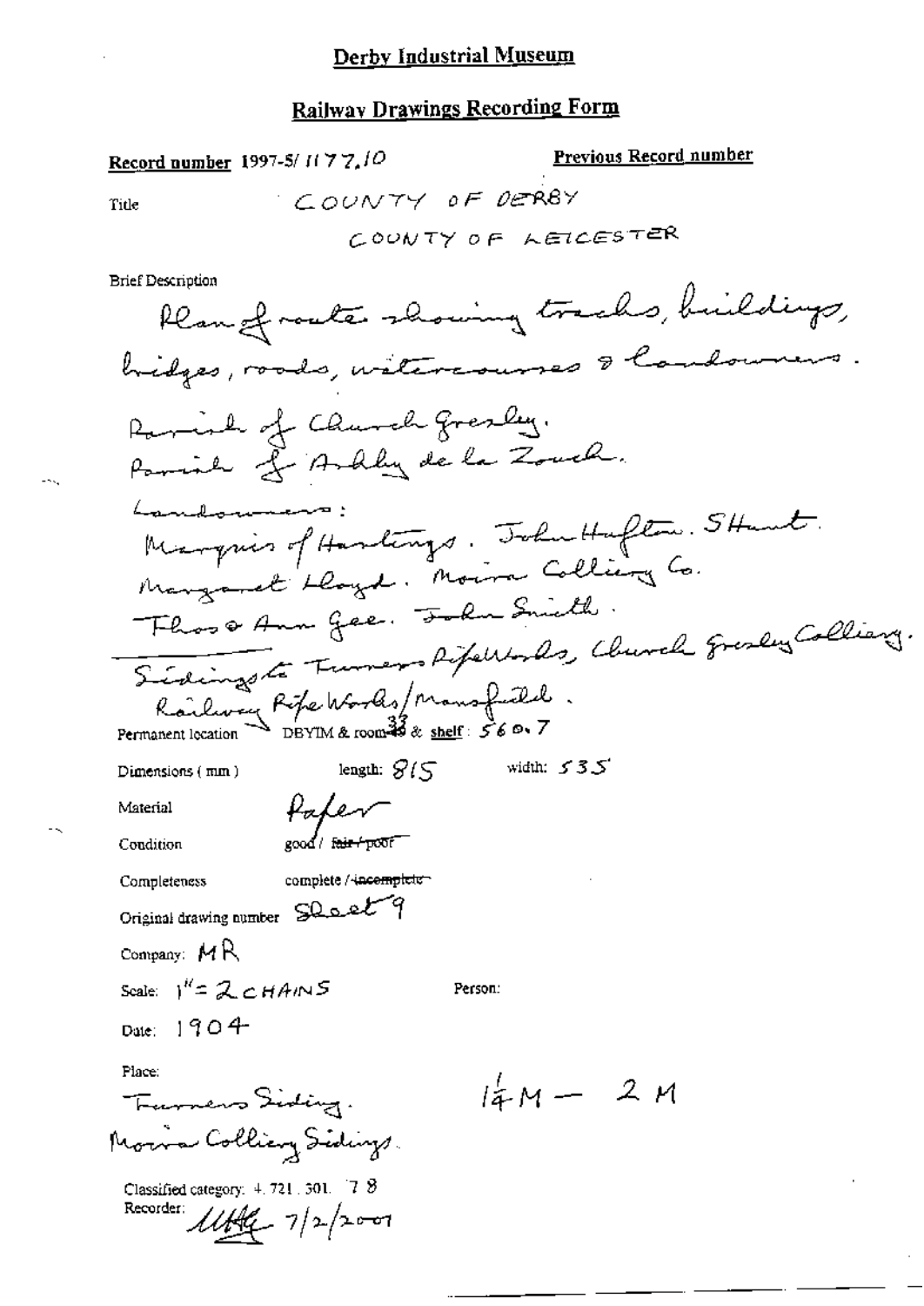# Derby Industrial Museum

## Railway Drawings Recording Form

**Record number** 1997-5/1177.10

**Previous Record number**

Title: COUNTY OF DERBY
COUNTY OF LEICESTER

Brief Description

Plan of route showing tracks, buildings, bridges, roads, watercourses & landowners.

Parish of Church Gresley.
Parish of Ashby de la Zouch.

Landowners:
Marquis of Hastings. John Hufton. S Hunt.
Margaret Lloyd. Moira Colliery Co.
Thos & Ann Gee. John Smith.

Sidings to Turners Pipe Works, Church Gresley Colliery.
Railway Pipe Works / Mansfield.

Permanent location: DBYIM & room 33 & shelf: 560.7

Dimensions (mm) length: 815 width: 535

Material: Paper

Condition: good / ~~fair / poor~~

Completeness: complete / ~~incomplete~~

Original drawing number: Sheet 9

Company: MR

Scale: 1" = 2 CHAINS

Person:

Date: 1904

Place:
Turners Siding.
Moira Colliery Sidings.

$1\frac{1}{4}$ M — 2 M

Classified category: 4.721.301.78

Recorder: MHG 7/2/2001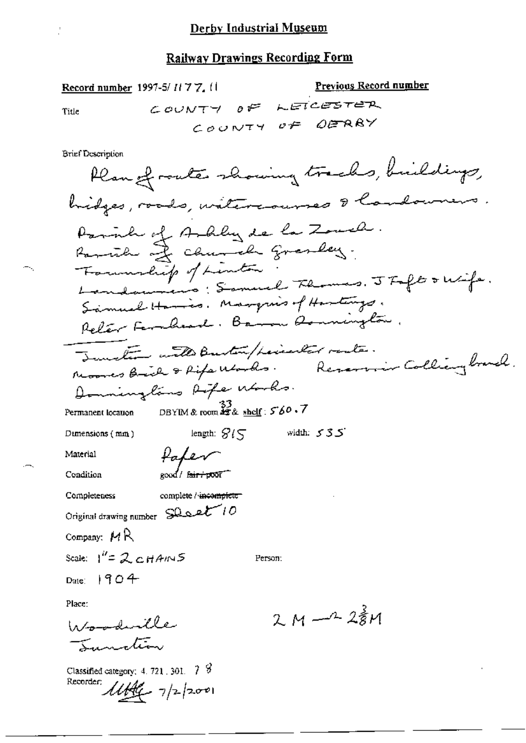## Derby Industrial Museum

## Railway Drawings Recording Form

Record number 1997-5/1177.11

Previous Record number

Title COUNTY OF LEICESTER
COUNTY OF DERBY

Brief Description

Plan of route showing tracks, buildings, bridges, roads, watercourses & landowners.
Parish of Ashby de la Zouch.
Parish of Church Gresley.
Township of Linton.
Landowners: Samuel Thomas. J Tuft & wife.
Samuel Harris. Marquis of Hastings.
Peter Fernhead. Baron Donington.

Junction with Burton/Leicester route.
Moores Brick & Pipe Works. Reservoir Colliery branch.
Doningtons Pipe Works.

Permanent location DBYIM & room 33 & shelf: 560.7

Dimensions (mm) length: 815 width: 535

Material Paper

Condition good / ~~fair / poor~~

Completeness complete / ~~incomplete~~

Original drawing number Sheet 10

Company: MR

Scale: 1" = 2 CHAINS

Person:

Date: 1904

Place:

Woodville Junction

2M — 2 3/8 M

Classified category: 4. 721. 301. 7 8

Recorder: MHG 7/2/2001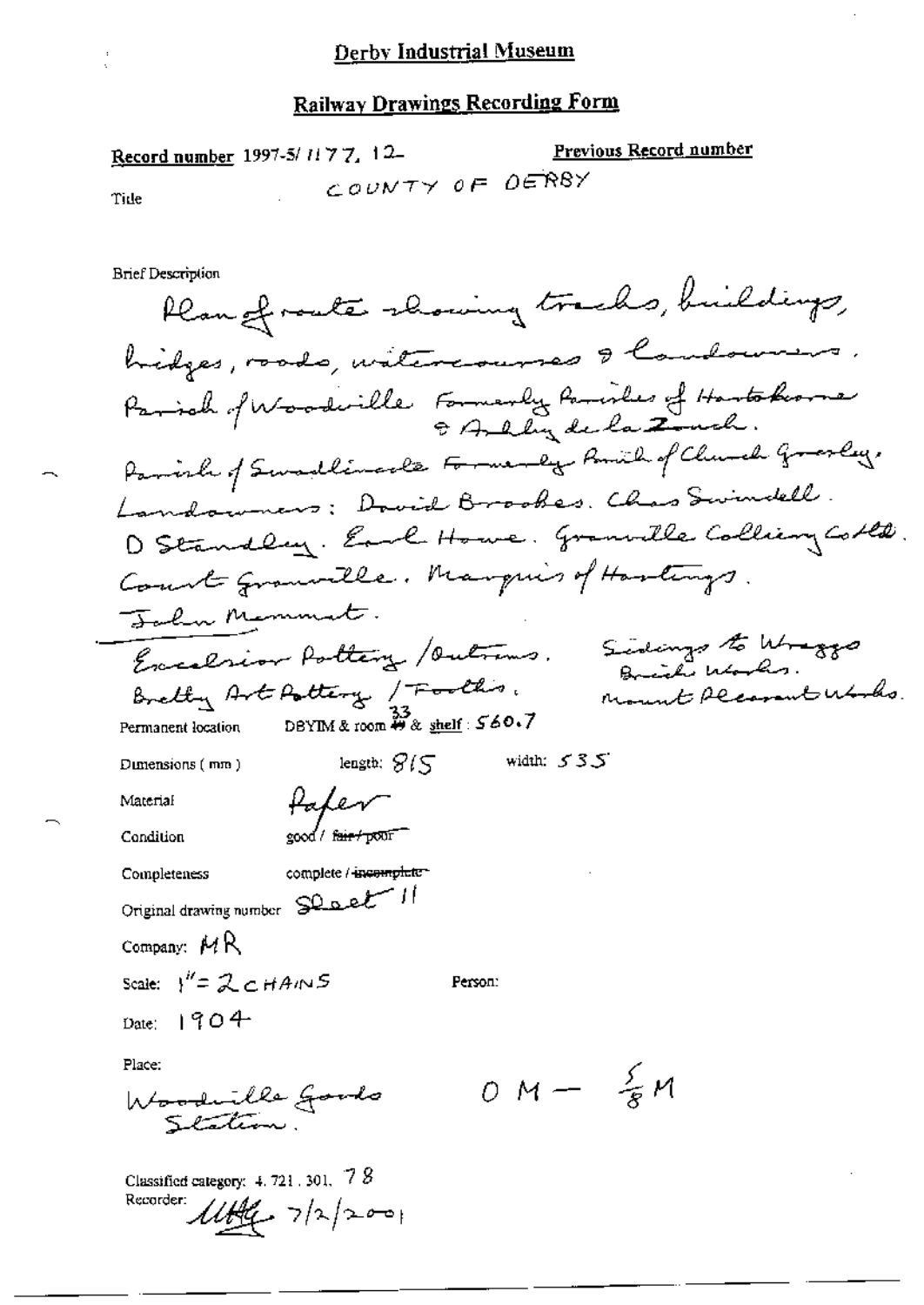# Derby Industrial Museum

## Railway Drawings Recording Form

**Record number** 1997-5/1177.12

**Previous Record number**

**Title** COUNTY OF DERBY

**Brief Description**

Plan of route showing tracks, buildings, bridges, roads, watercourses & landowners.
Parish of Woodville Formerly Parishes of Hartshorne & Ashby de la Zouch.
Parish of Swadlincote Formerly Parish of Church Gresley.
Landowners: David Brookes. Chas Swindell. D Standley. Earl Howe. Granville Colliery Co Ltd. Count Granville. Marquis of Hastings. John Mammatt.

Excelsior Pottery / Outrams. Sidings to Wraggs Brick Works.
Bretby Art Pottery / Tooths. Mount Pleasant Works.

**Permanent location** DBYIM & room 33 & shelf: 560.7

**Dimensions (mm)** length: 815 width: 535

**Material** Paper

**Condition** good / ~~fair / poor~~

**Completeness** complete / ~~incomplete~~

**Original drawing number** Sheet 11

**Company:** MR

**Scale:** 1" = 2 CHAINS

**Person:**

**Date:** 1904

**Place:**

Woodville Goods Station. 0 M — 5/8 M

**Classified category:** 4.721.301.78

**Recorder:** MHG 7/2/2001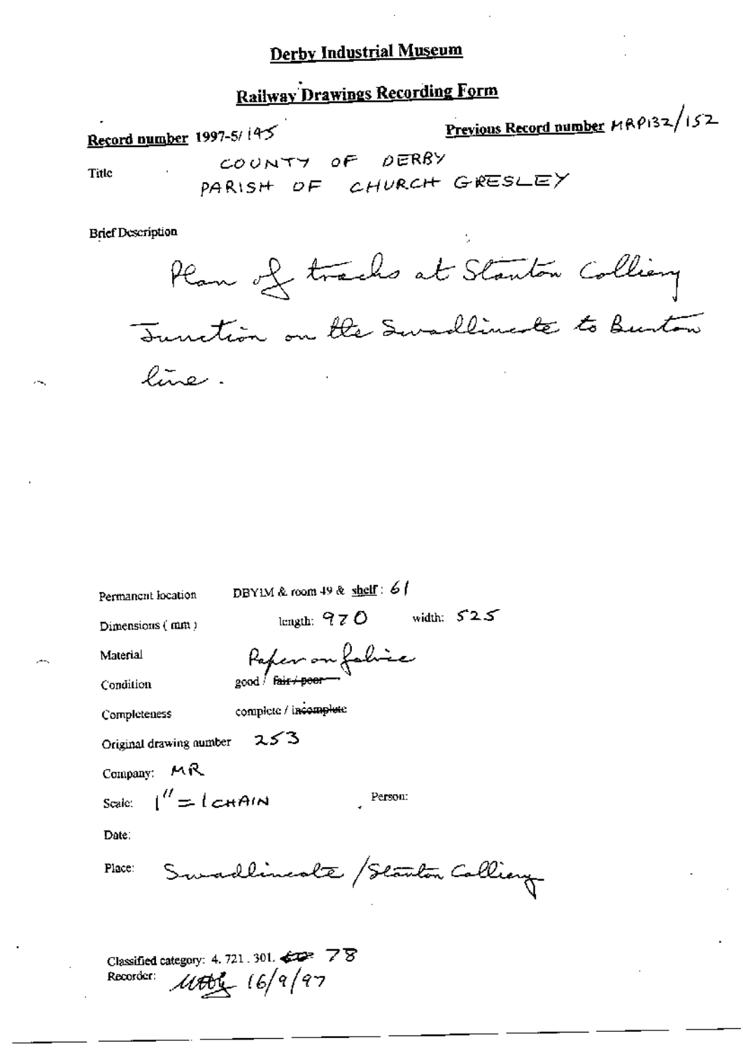# Derby Industrial Museum

## Railway Drawings Recording Form

**Record number** 1997-5/145

**Previous Record number** MRP132/152

Title: COUNTY OF DERBY
PARISH OF CHURCH GRESLEY

Brief Description

Plan of tracks at Stanton Colliery Junction on the Swadlincote to Burton line.

Permanent location: DBYIM & room 49 & shelf: 61

Dimensions (mm): length: 970 width: 525

Material: Paper on fabric

Condition: good / ~~fair / poor~~

Completeness: complete / ~~incomplete~~

Original drawing number: 253

Company: MR

Scale: 1" = 1 CHAIN

Person:

Date:

Place: Swadlincote / Stanton Colliery

Classified category: 4. 721. 301. ~~ ~~ 78

Recorder: MBY 16/9/97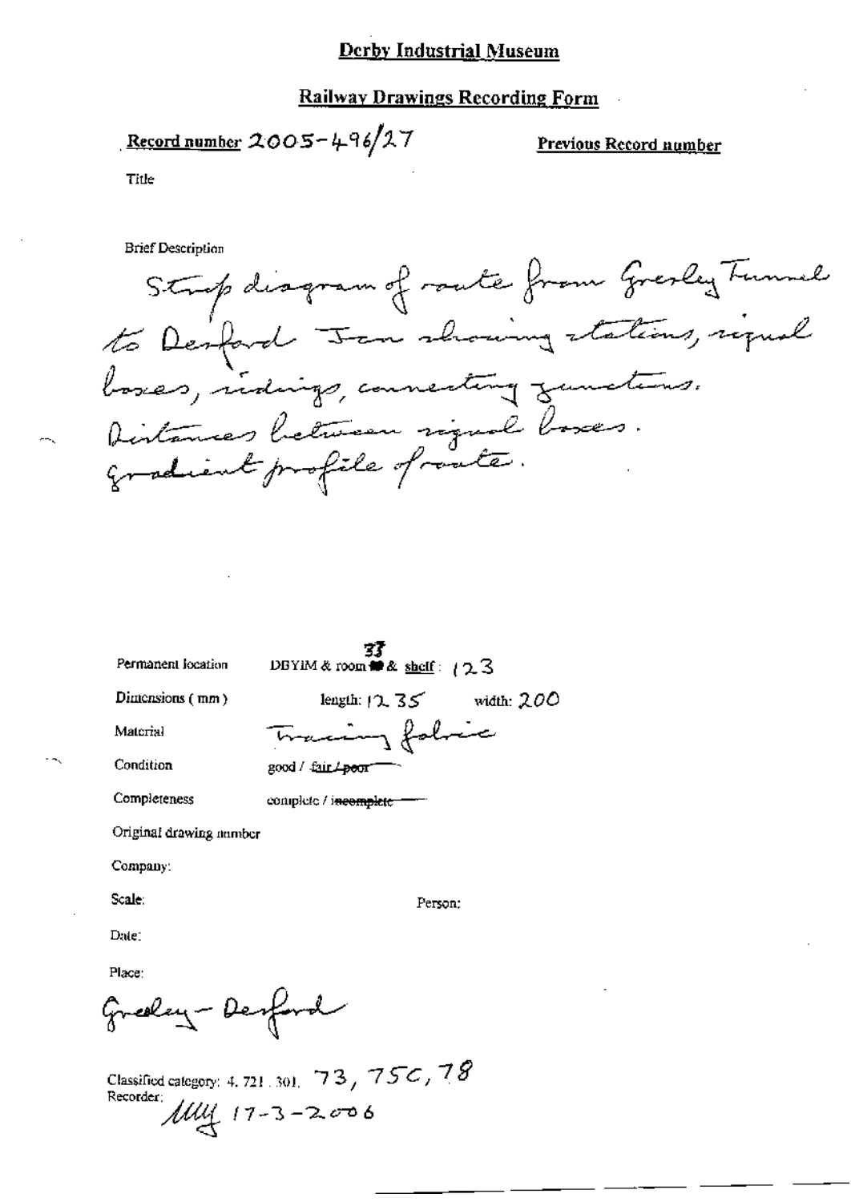# Derby Industrial Museum

## Railway Drawings Recording Form

**Record number** 2005-496/27

**Previous Record number**

Title

Brief Description

Strip diagram of route from Gresley Tunnel to Desford Jcn showing stations, signal boxes, sidings, connecting junctions. Distances between signal boxes. Gradient profile of route.

Permanent location: DBYIM & room 33 & shelf: 123

Dimensions (mm): length: 1235 width: 200

Material: Tracing fabric

Condition: good / ~~fair~~ / ~~poor~~

Completeness: complete / ~~incomplete~~

Original drawing number

Company:

Scale:

Person:

Date:

Place:

Gresley - Desford

Classified category: 4. 721. 301. 73, 75C, 78

Recorder: MW 17-3-2006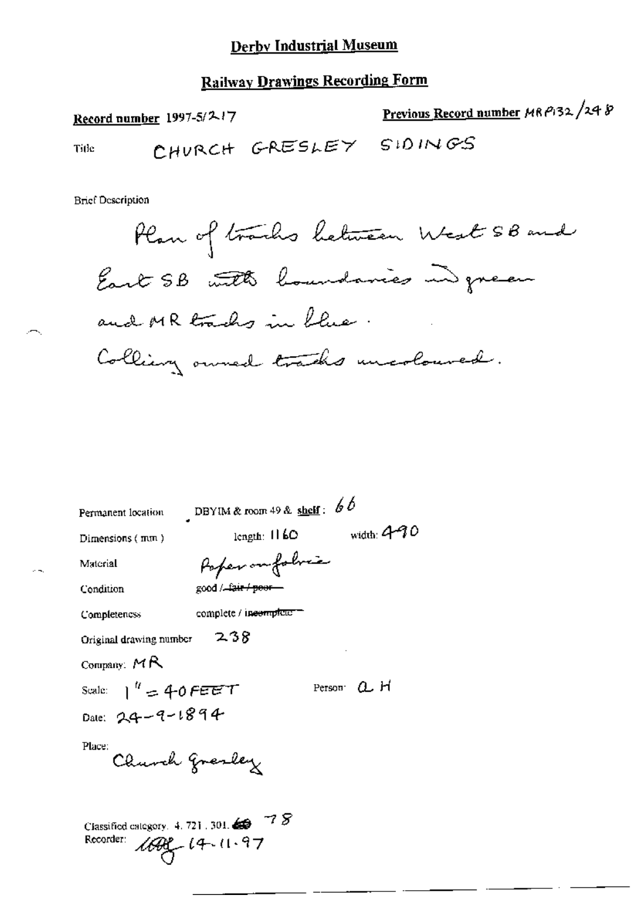# Derby Industrial Museum

## Railway Drawings Recording Form

**Record number** 1997-5/217

**Previous Record number** MRP132/248

Title CHURCH GRESLEY SIDINGS

Brief Description

Plan of tracks between West SB and East SB with boundaries in green and MR tracks in blue. Colliery owned tracks uncoloured.

Permanent location DBYIM & room 49 & **shelf**: 66

Dimensions (mm) length: 1160 width: 490

Material Paper on fabric

Condition good / ~~fair / poor~~

Completeness complete / ~~incomplete~~

Original drawing number 238

Company: MR

Scale: 1" = 40 FEET

Person: A H

Date: 24-9-1894

Place: Church Gresley

Classified category. 4. 721. 301. 78

Recorder: 14-11-97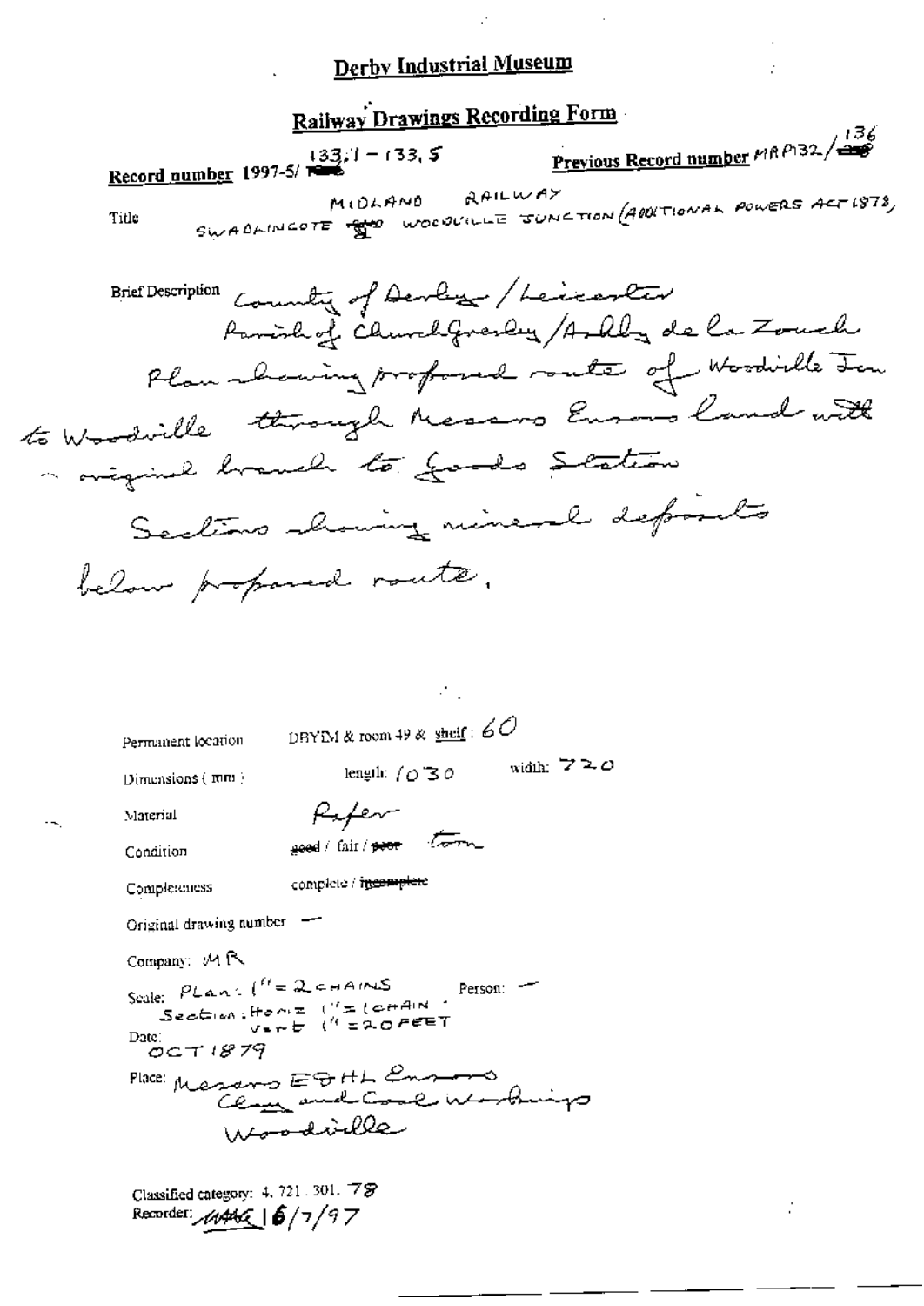# Derby Industrial Museum

## Railway Drawings Recording Form

**Record number** 1997-5/ ~~136~~ 133.1 – 133.5

**Previous Record number** MRP132/ ~~136~~ 136

**Title** MIDLAND RAILWAY
SWADLINCOTE ~~AND~~ WOODVILLE JUNCTION (ADDITIONAL POWERS ACT 1878)

**Brief Description** County of Derby / Leicester
Parish of Church Gresley / Ashby de la Zouch
Plan showing proposed route of Woodville Jcn to Woodville through Messrs Ensors land with original branch to Goods Station
Sections showing mineral deposits below proposed route.

Permanent location: DBYIM & room 49 & shelf: 60

Dimensions (mm): length: 1030 width: 720

Material: Paper

Condition: ~~good~~ / fair / ~~poor~~ torn

Completeness: complete / ~~incomplete~~

Original drawing number: —

Company: MR

Scale: Plan: 1" = 2 CHAINS
Section: Horiz 1" = 1 CHAIN
Vert 1" = 20 FEET

Person: —

Date: OCT 1879

Place: Messrs E & HL Ensors
Clay and Coal Workings
Woodville

Classified category: 4. 721. 301. 78

Recorder: MAG 16/7/97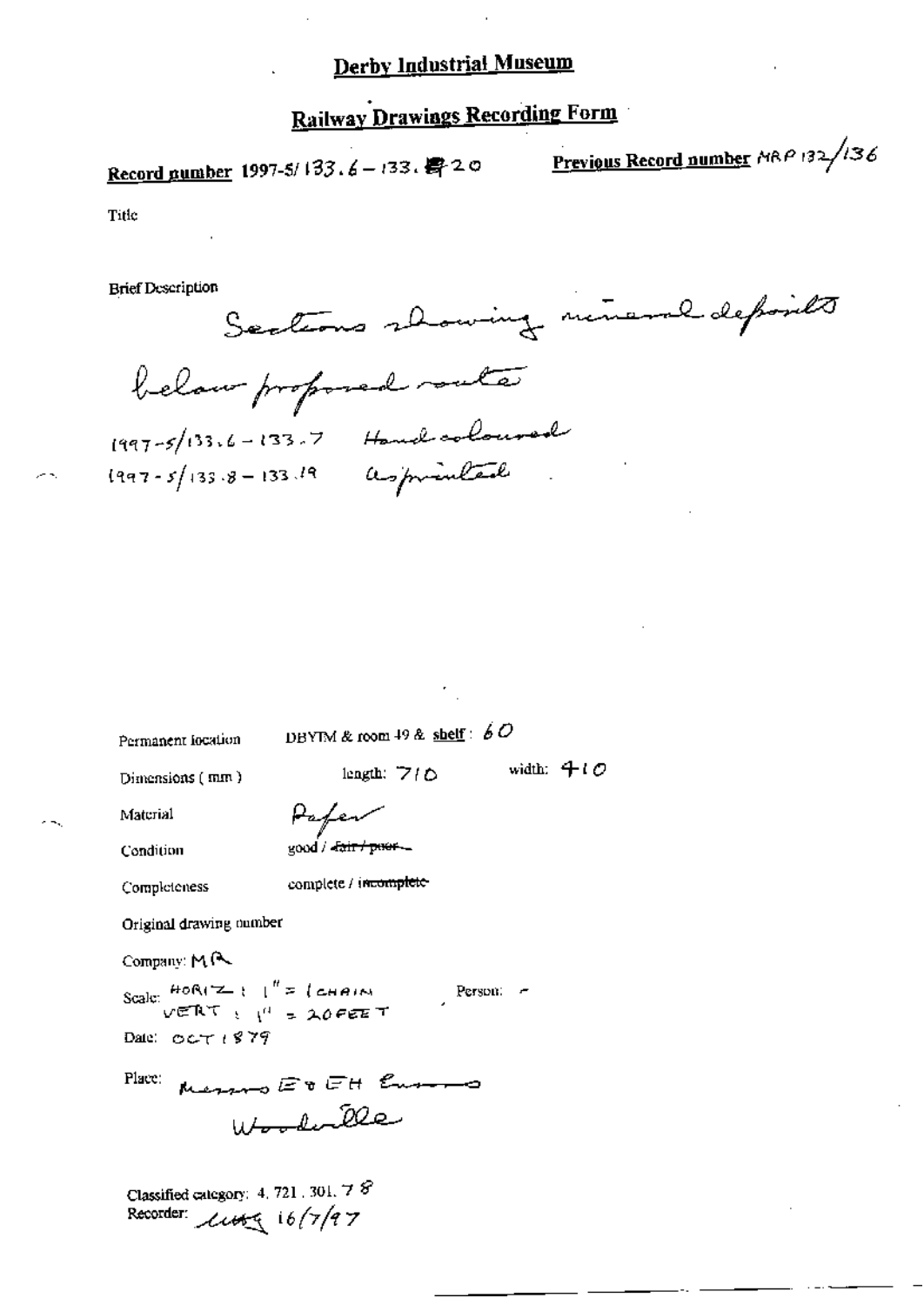# Derby Industrial Museum

## Railway Drawings Recording Form

**Record number** 1997-5/133.6 – 133.20 **Previous Record number** MRP 132/136

Title

Brief Description

Sections showing mineral deposits below proposed route

1997-5/133.6 – 133.7 Hand coloured

1997-5/133.8 – 133.19 as printed

Permanent location DBYIM & room 49 & shelf: 60

Dimensions (mm) length: 710 width: 410

Material Paper

Condition good / ~~fair / poor~~

Completeness complete / ~~incomplete~~

Original drawing number

Company: MR

Scale: HORIZ : 1" = 1 CHAIN
VERT : 1" = 20 FEET

Person: –

Date: OCT 1879

Place: Messrs E & EH Evans
Woodville

Classified category: 4. 721. 301. 78

Recorder: LMG 16/7/97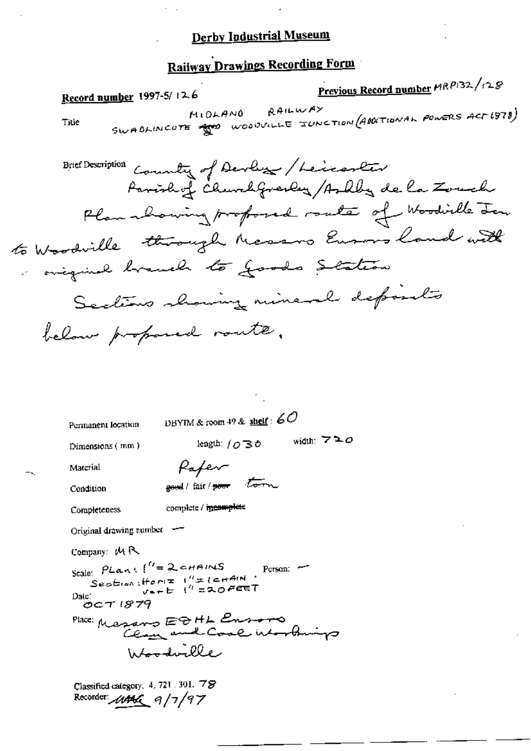# Derby Industrial Museum

## Railway Drawings Recording Form

**Record number** 1997-5/126

**Previous Record number** MRP132/128

Title MIDLAND RAILWAY
SWADLINCOTE ~~AND~~ WOODVILLE JUNCTION (ADDITIONAL POWERS ACT 1878)

Brief Description County of Derby / Leicester
Parish of Church Gresley / Ashby de la Zouch
Plan showing proposed route of Woodville Jcn to Woodville through Messrs Ensors land with original branch to Goods Station
Sections showing mineral deposits below proposed route.

Permanent location DBYIM & room 49 & shelf: 60

Dimensions (mm) length: 1030 width: 720

Material Paper

Condition ~~good~~ / fair / ~~poor~~ torn

Completeness complete / ~~incomplete~~

Original drawing number —

Company: MR

Scale: Plan: 1" = 2 CHAINS
Section: Horiz 1" = 1 CHAIN
Vert 1" = 20 FEET

Person: —

Date: OCT 1879

Place: Messrs E & H L Ensors
Clay and Coal Workings
Woodville

Classified category: 4. 721. 301. 78

Recorder: [initials] 9/7/97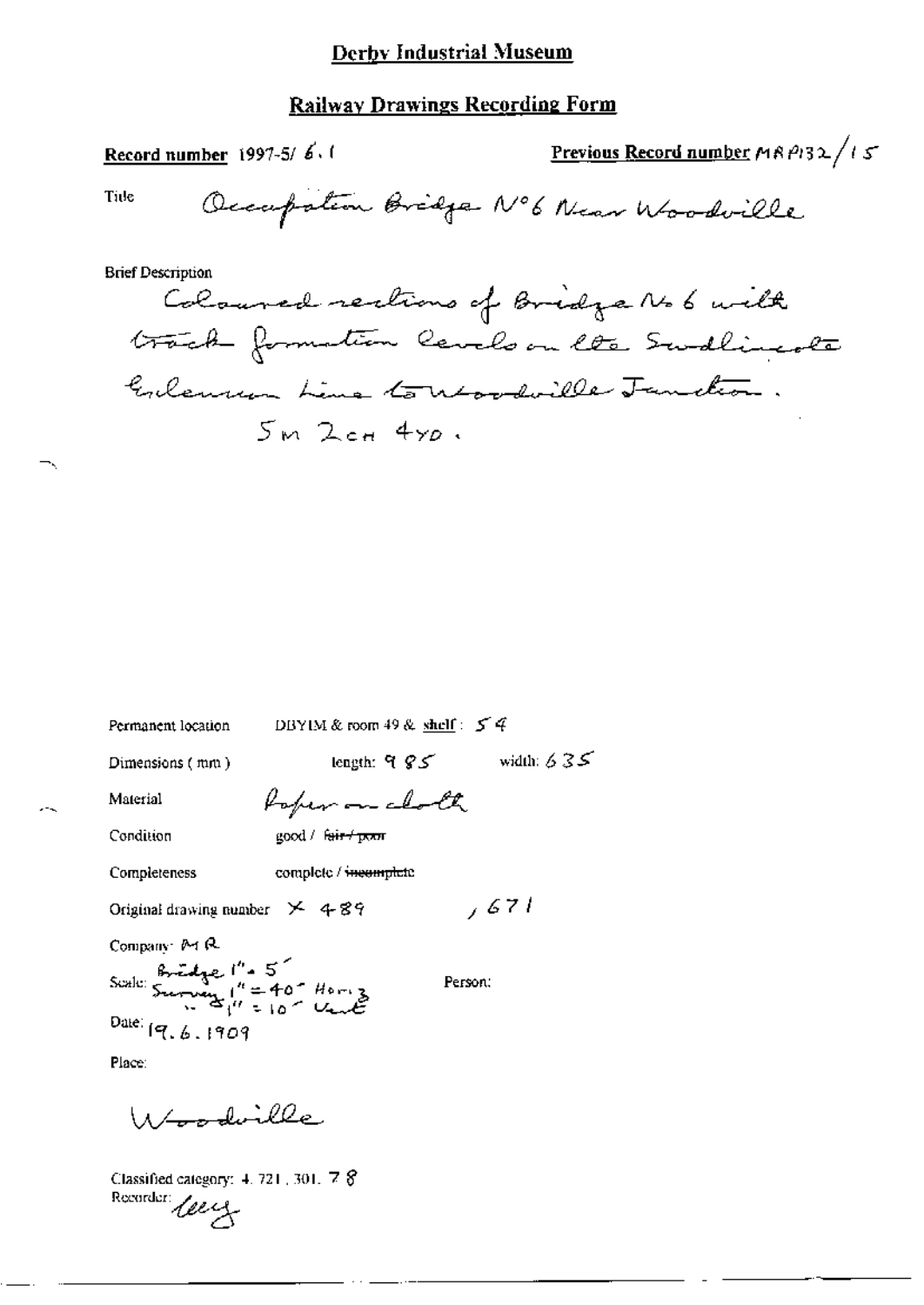# Derby Industrial Museum

## Railway Drawings Recording Form

**Record number** 1997-5/ 6.1

**Previous Record number** MRP132/15

Title: Occupation Bridge No 6 Near Woodville

Brief Description

Coloured sections of Bridge No. 6 with track formation levels on the Swadlincote Extension Line to Woodville Junction.

5M 2CH 4YD.

Permanent location: DBYIM & room 49 & shelf: 54

Dimensions (mm): length: 985 width: 635

Material: Paper on cloth

Condition: good / ~~fair / poor~~

Completeness: complete / ~~incomplete~~

Original drawing number: X 489, 671

Company: MR

Scale: Bridge 1" = 5'; Survey 1" = 40' Horiz; 1" = 10' Vert

Person:

Date: 19.6.1909

Place:

Woodville

Classified category: 4.721.301.78

Recorder: [signature]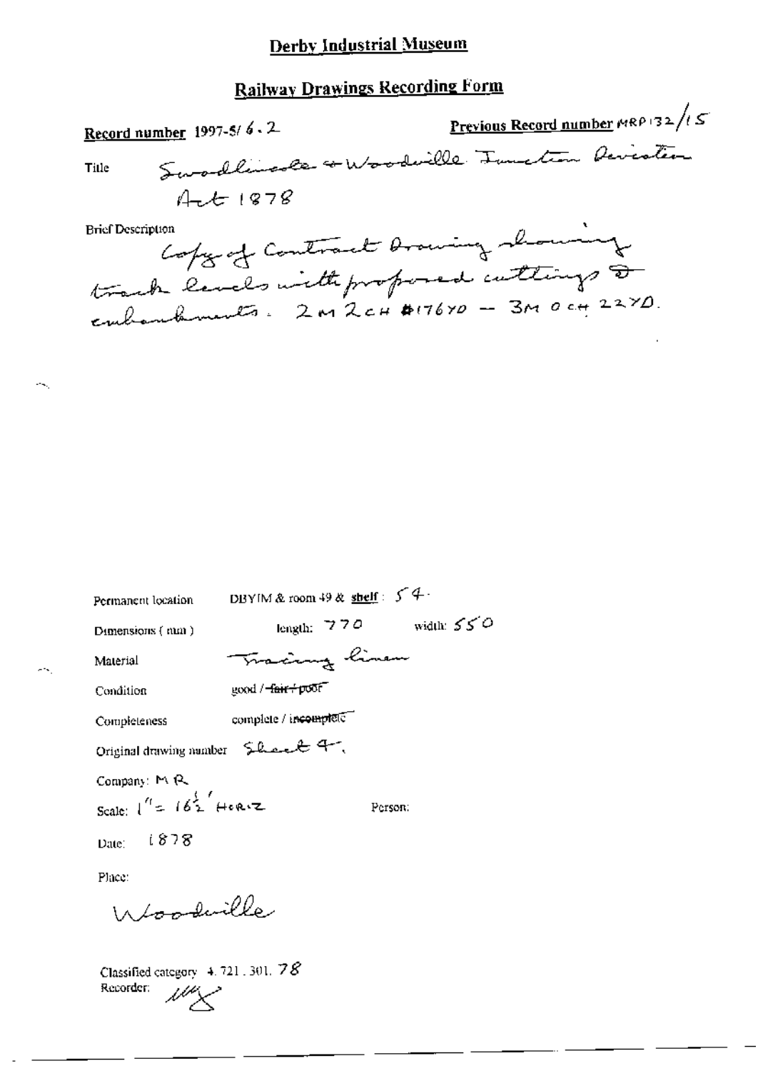# Derby Industrial Museum

## Railway Drawings Recording Form

**Record number** 1997-5/6.2

**Previous Record number** MRP132/15

Title Swadlincote & Woodville Junction Deviation Act 1878

Brief Description
Copy of Contract Drawing showing track levels with proposed cuttings & embankments. 2M 2CH #176YD — 3M 0CH 22YD.

Permanent location DBYIM & room 49 & **shelf**: 54.

Dimensions (mm) length: 770 width: 550

Material Tracing linen

Condition good / ~~fair / poor~~

Completeness complete / ~~incomplete~~

Original drawing number Sheet 4.

Company: MR

Scale: 1" = 16½' HORIZ

Person:

Date: 1878

Place:

Woodville

Classified category 4.721.301.78

Recorder: [initials]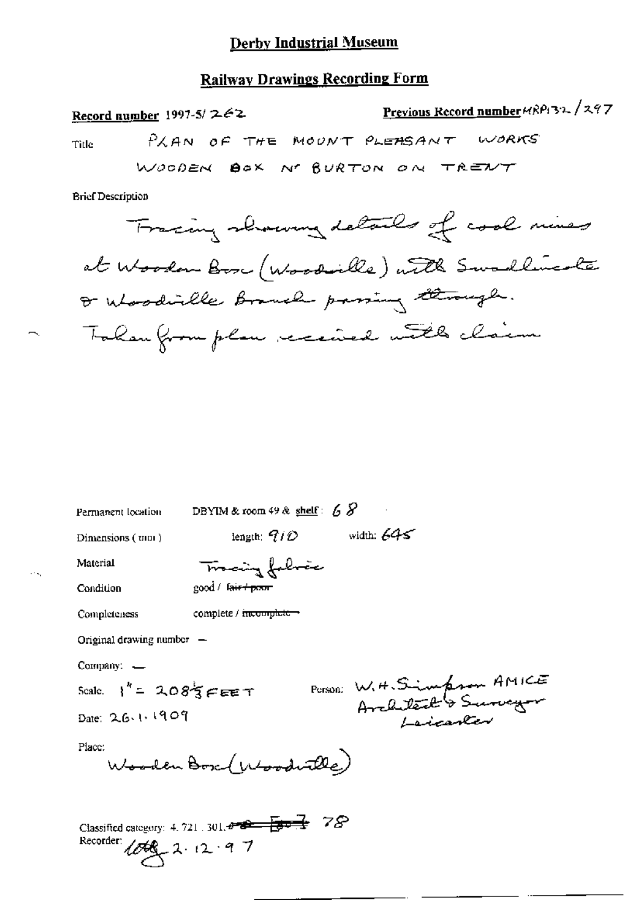# Derby Industrial Museum

## Railway Drawings Recording Form

**Record number** 1997-5/ 262

**Previous Record number** MRP132/297

Title: PLAN OF THE MOUNT PLEASANT WORKS WOODEN BOX Nr BURTON ON TRENT

Brief Description:

Tracing showing details of coal mines at Wooden Box (Woodville) with Swadlincote & Woodville Branch passing through. Taken from plan received with claim

Permanent location: DBYIM & room 49 & shelf: 68

Dimensions (mm): length: 910 width: 645

Material: Tracing fabric

Condition: good / ~~fair / poor~~

Completeness: complete / ~~incomplete~~

Original drawing number —

Company: —

Scale: 1" = 208⅓ FEET

Person: W. H. Simpson AMICE Architect & Surveyor Leicester

Date: 26.1.1909

Place: Wooden Box (Woodville)

Classified category: 4.721.301. ~~~~ 78

Recorder: ~~~~ 2.12.97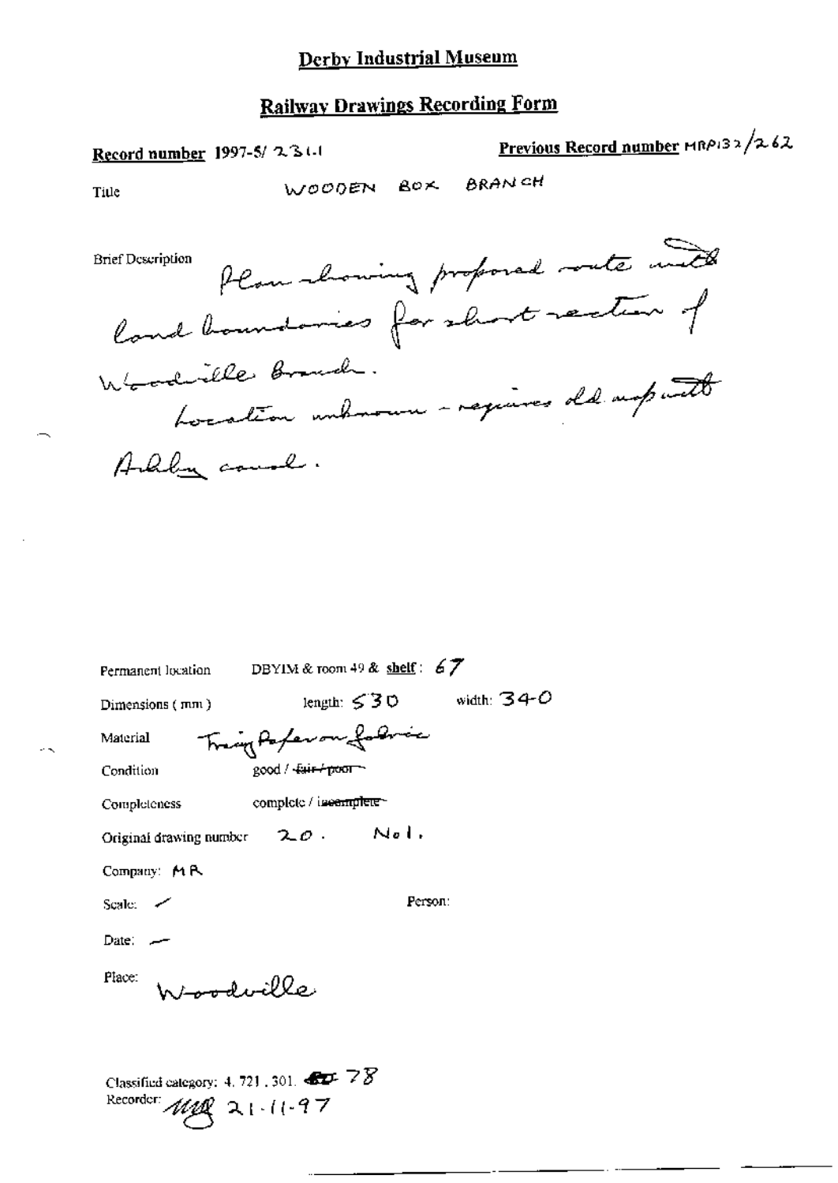# Derby Industrial Museum

## Railway Drawings Recording Form

**Record number** 1997-5/ 231.1

**Previous Record number** MRP132/262

Title: WOODEN BOX BRANCH

Brief Description: Plan showing proposed route with land boundaries for short section of Woodville Branch.
Location unknown - requires old map with Ashby canal.

Permanent location: DBYIM & room 49 & **shelf**: 67

Dimensions (mm): length: 530 width: 340

Material: Tracing Paper on fabric

Condition: good / ~~fair / poor~~

Completeness: complete / ~~incomplete~~

Original drawing number: 20. No 1.

Company: MR

Scale: ✓

Person:

Date: —

Place: Woodville

Classified category: 4.721.301. ~~80~~ 78

Recorder: MJB 21-11-97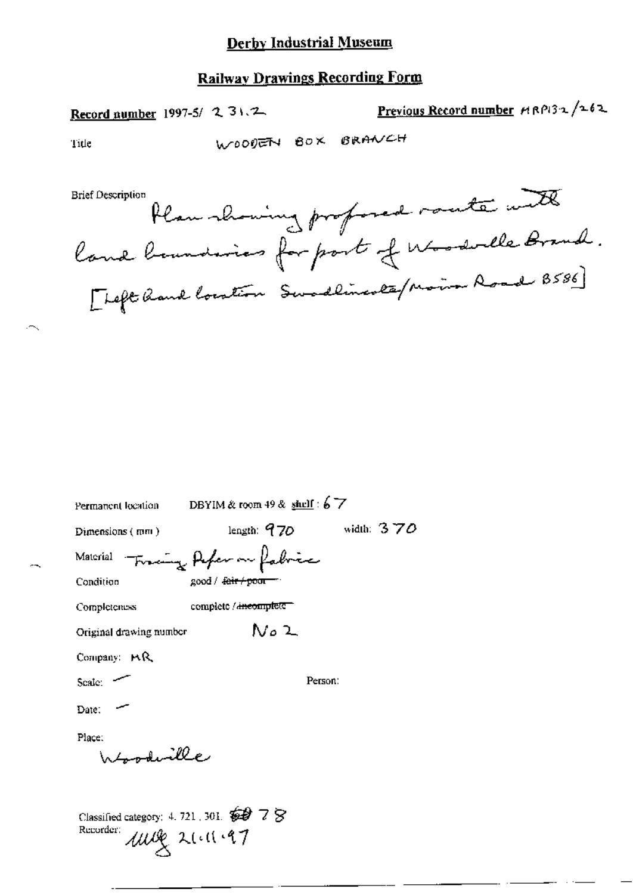# Derby Industrial Museum

## Railway Drawings Recording Form

**Record number** 1997-5/ 231.2

**Previous Record number** MRP132/262

Title WOODEN BOX BRANCH

Brief Description Plan showing proposed route with land boundaries for part of Woodville Branch. [Left hand location Swadlincote/Moira Road B586]

Permanent location DBYIM & room 49 & shelf : 67

Dimensions (mm) length: 970 width: 370

Material Tracing Paper on fabric

Condition good / ~~fair / poor~~

Completeness complete / ~~incomplete~~

Original drawing number No 2

Company: MR

Scale: –

Person:

Date: –

Place:
Woodville

Classified category: 4. 721. 301. ~~60~~ 78

Recorder: MMg 21.11.97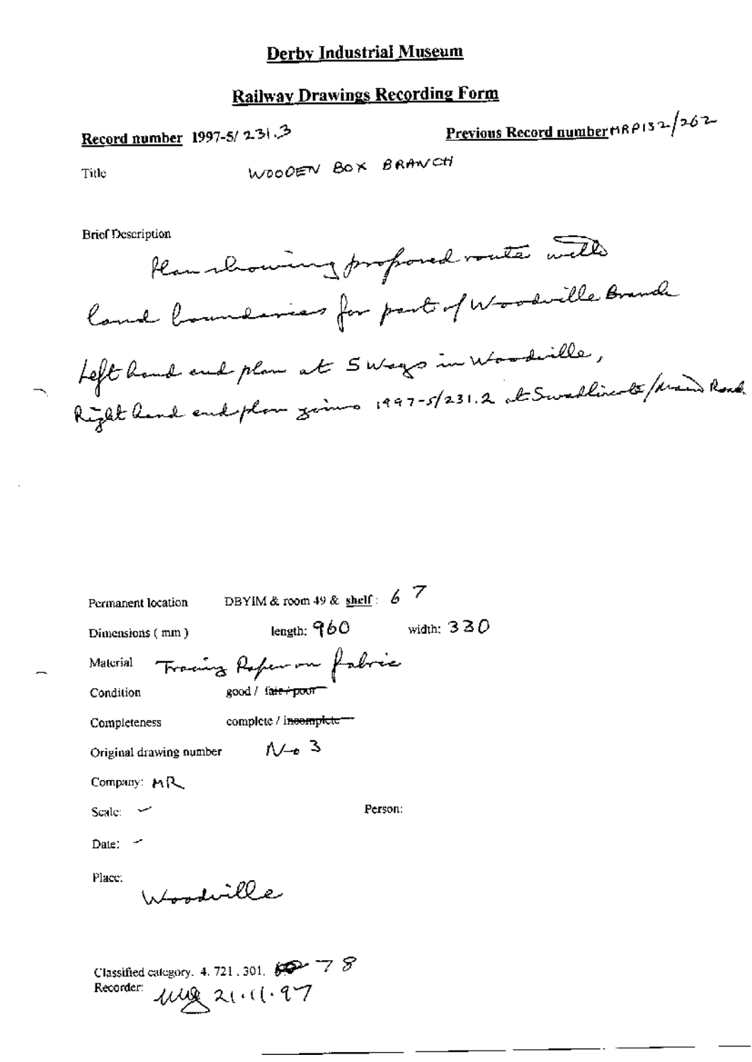# Derby Industrial Museum

## Railway Drawings Recording Form

**Record number** 1997-5/ 231.3

**Previous Record number** MRP132/262

Title WOODEN BOX BRANCH

Brief Description

Plan showing proposed route with land boundaries for part of Woodville Branch

Left hand end plan at 5 Ways in Woodville,
Right hand end plan joins 1997-5/231.2 at Swadlincote/Main Road

Permanent location DBYIM & room 49 & shelf : 67

Dimensions ( mm ) length: 960 width: 330

Material Tracing Paper on fabric

Condition good / ~~fair / poor~~

Completeness complete / ~~incomplete~~

Original drawing number No 3

Company: MR

Scale: –

Person:

Date: –

Place: Woodville

Classified category. 4. 721 . 301. 78

Recorder: MUG 21.11.97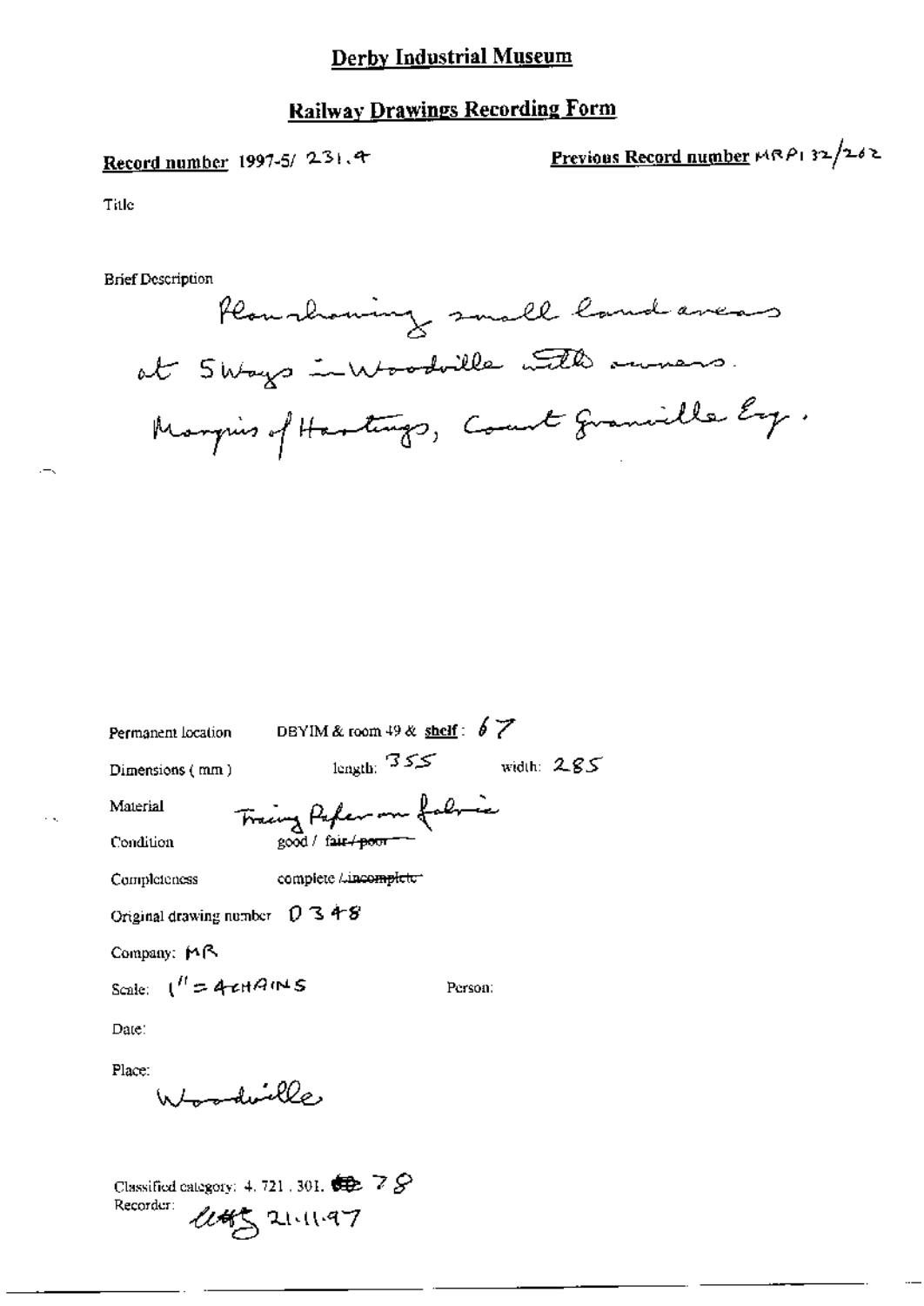# Derby Industrial Museum

## Railway Drawings Recording Form

**Record number** 1997-5/ 231.4

**Previous Record number** MRP132/262

Title

Brief Description

Plan showing small land areas at 5 Ways in Woodville with owners. Marquis of Hastings, Count Granville Esq.

Permanent location DBYIM & room 49 & **shelf**: 67

Dimensions (mm) length: 355 width: 285

Material Tracing Paper on fabric

Condition good / ~~fair / poor~~

Completeness complete / ~~incomplete~~

Original drawing number 0348

Company: MR

Scale: 1" = 4 CHAINS

Person:

Date:

Place: Woodville

Classified category: 4. 721. 301. 78

Recorder: [signature] 21.11.97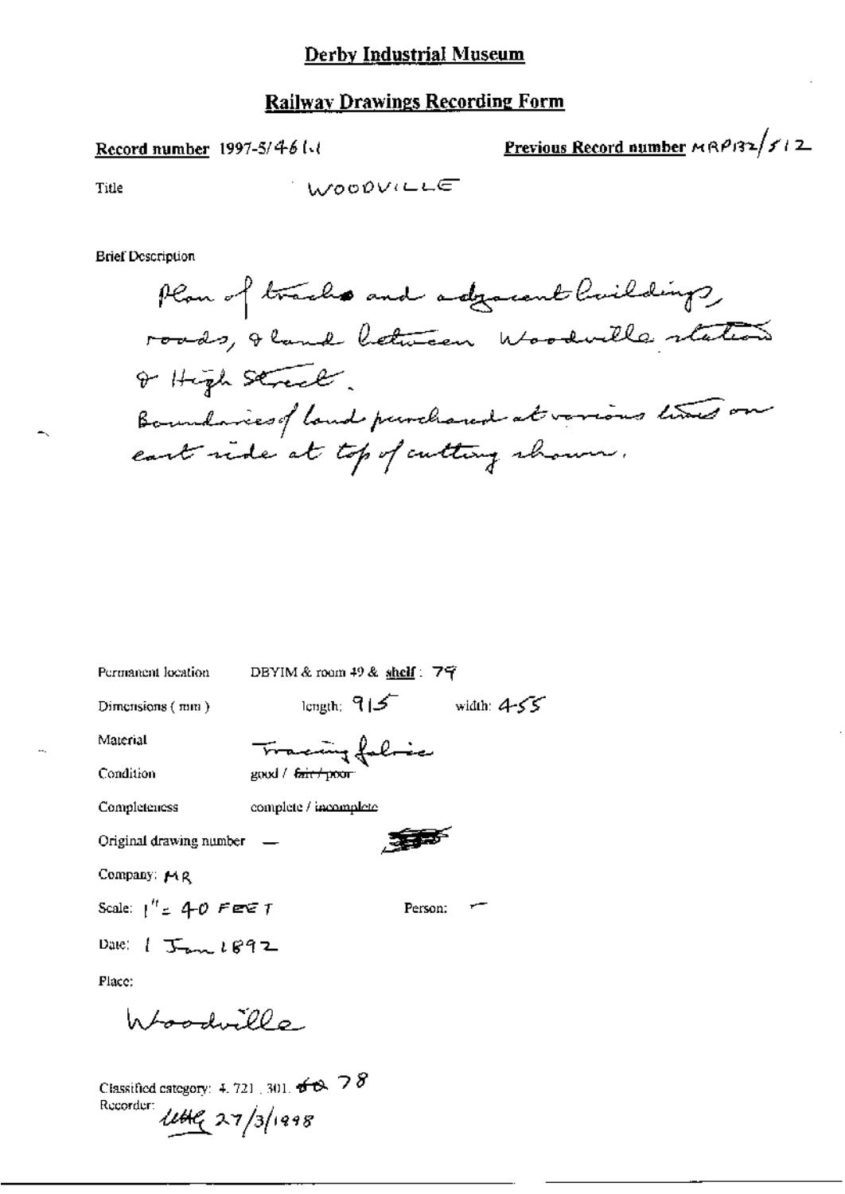# Derby Industrial Museum

## Railway Drawings Recording Form

**Record number** 1997-5/461.1

**Previous Record number** MRP132/512

Title WOODVILLE

Brief Description

Plan of tracks and adjacent buildings, roads, & land between Woodville station & High Street.
Boundaries of land purchased at various times on east side at top of cutting shown.

Permanent location DBYIM & room 49 & **shelf**: 79

Dimensions (mm) length: 915 width: 455

Material Tracing fabric

Condition good / ~~fair / poor~~

Completeness complete / ~~incomplete~~

Original drawing number —

Company: MR

Scale: 1" = 40 FEET

Person: —

Date: 1 Jan 1892

Place:

Woodville

Classified category: 4. 721. 301. ~~60~~ 78

Recorder: ULHG 27/3/1998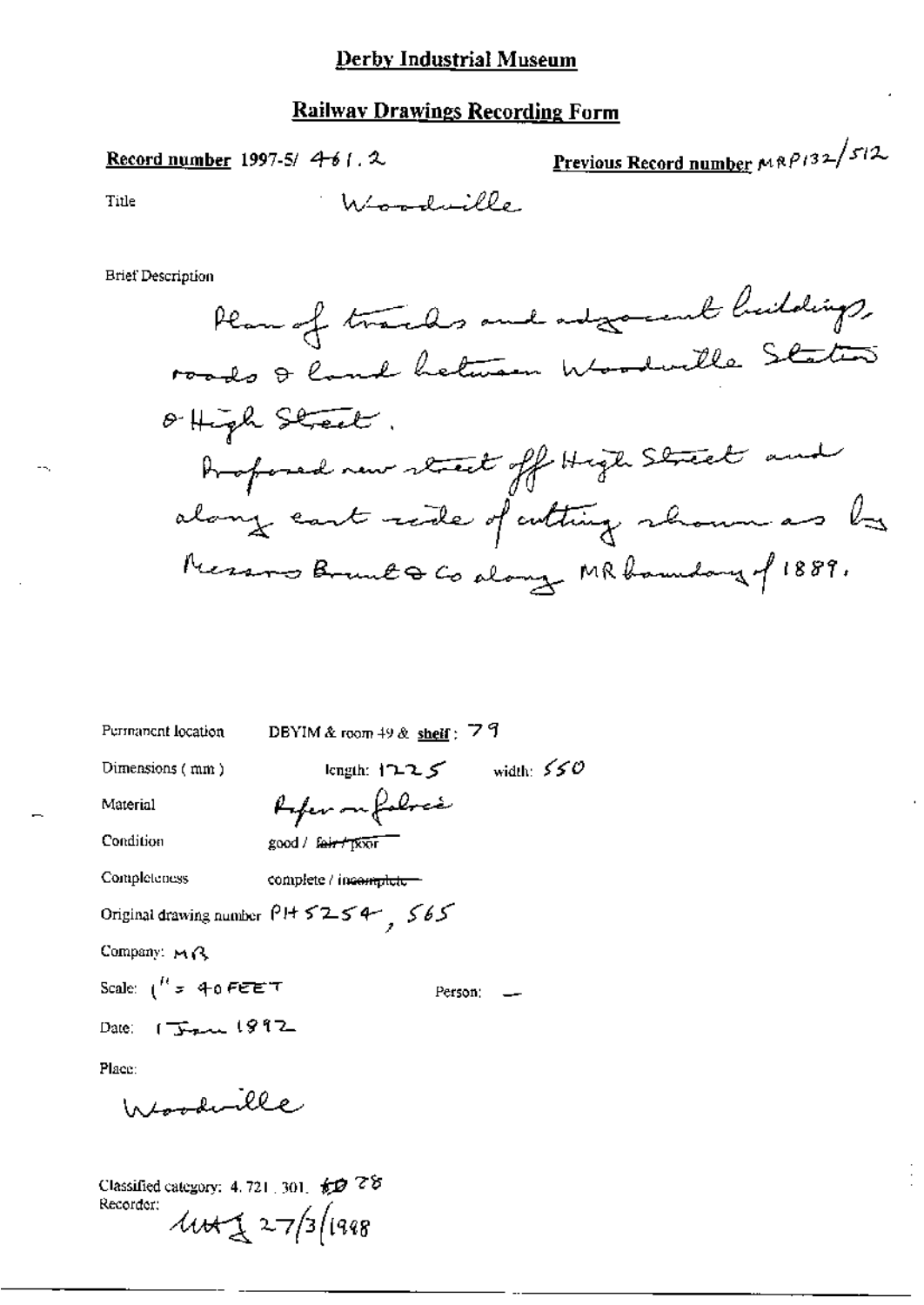# Derby Industrial Museum

## Railway Drawings Recording Form

**Record number** 1997-5/ 461.2

**Previous Record number** MRP132/512

Title Woodville

Brief Description

Plan of tracks and adjacent buildings, roads & land between Woodville Station & High Street.
Proposed new street off High Street and along east side of cutting shown as by Messrs Bount & Co along MR boundary of 1889.

Permanent location DBYIM & room 49 & shelf: 79

Dimensions (mm) length: 1225 width: 550

Material Paper on fabric

Condition good / ~~fair / poor~~

Completeness complete / ~~incomplete~~

Original drawing number PH 5254, 565

Company: MR

Scale: 1" = 40 FEET

Person: —

Date: 1 Jan 1892

Place:

Woodville

Classified category: 4.721.301. ~~60~~ 28

Recorder: MAJ 27/3/1998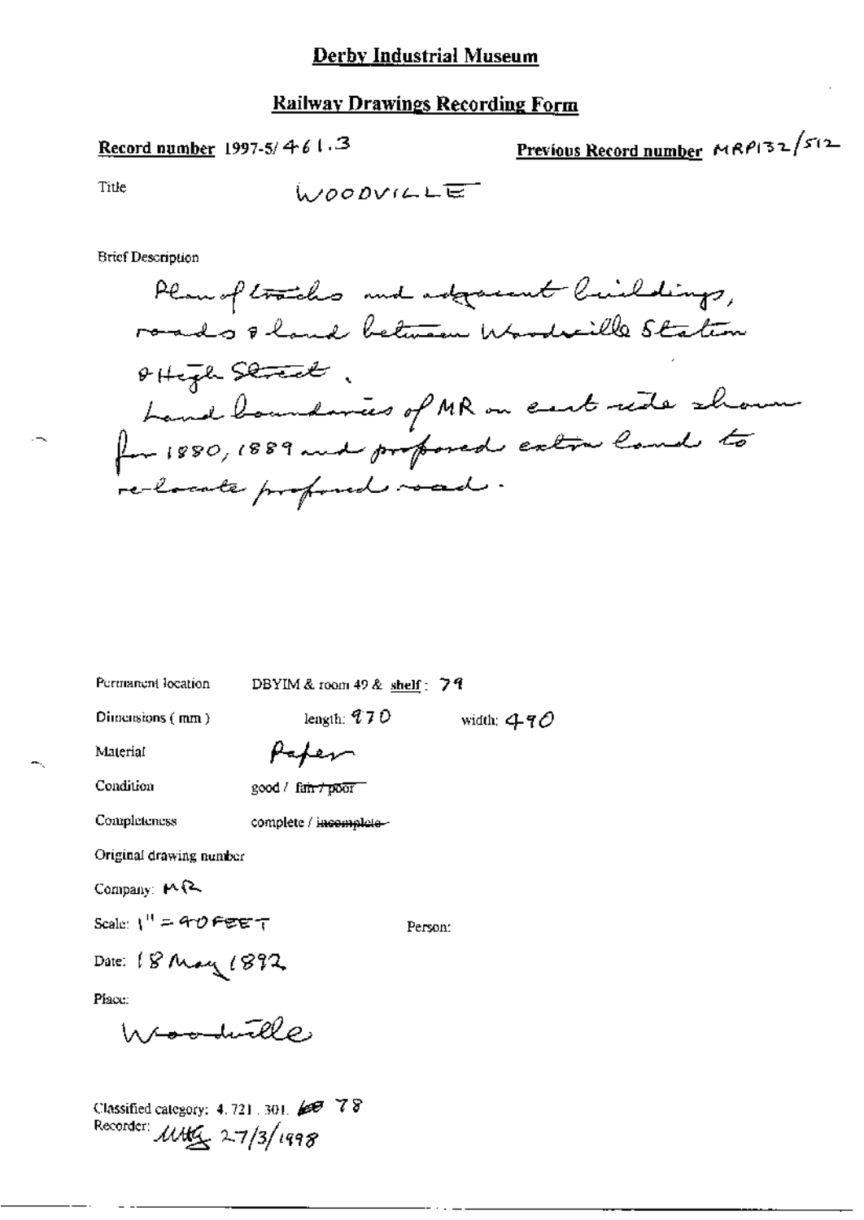# Derby Industrial Museum

## Railway Drawings Recording Form

**Record number** 1997-5/461.3

**Previous Record number** MRP132/512

Title WOODVILLE

Brief Description

Plan of tracks and adjacent buildings, roads & land between Woodville Station & High Street.
Land boundaries of MR on east side shown for 1880, 1889 and proposed extra land to re-locate proposed road.

Permanent location DBYIM & room 49 & shelf: 79

Dimensions (mm) length: 970 width: 490

Material Paper

Condition good / ~~fair / poor~~

Completeness complete / ~~incomplete~~

Original drawing number

Company: MR

Scale: 1" = 40 FEET

Person:

Date: 18 May 1892

Place:

Woodville

Classified category: 4.721.301. ~~60~~ 78

Recorder: MHG 27/3/1998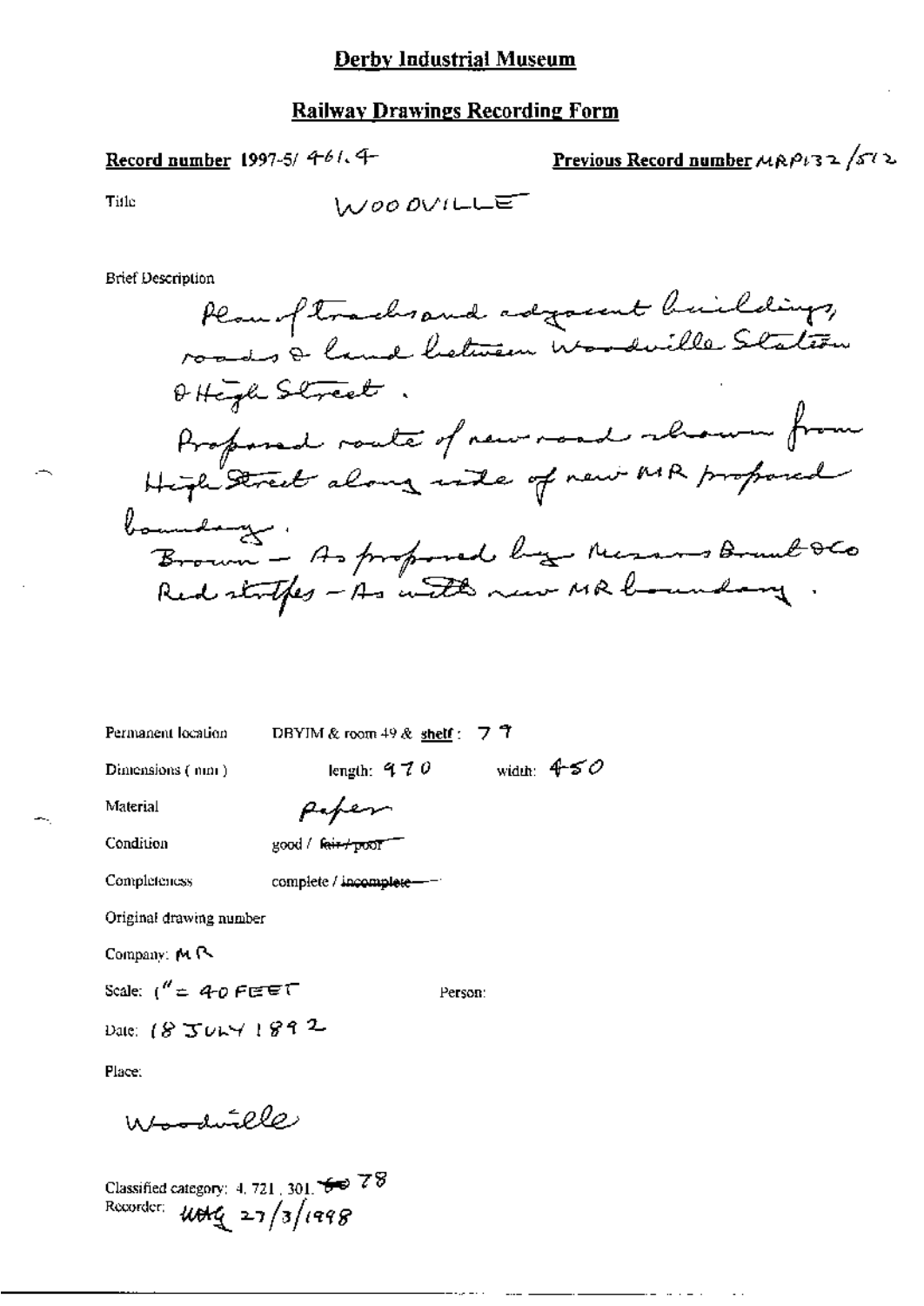# Derby Industrial Museum

## Railway Drawings Recording Form

**Record number** 1997-5/ 461.4

**Previous Record number** MRP132/512

Title WOODVILLE

Brief Description

Plan of tracks and adjacent buildings, roads & land between Woodville Station & High Street.

Proposed route of new road shown from High Street along side of new MR proposed boundary.

Brown – As proposed by Messrs Bonel & Co

Red stripes – As with new MR boundary.

Permanent location DBYIM & room 49 & shelf: 77

Dimensions (mm) length: 970 width: 450

Material Paper

Condition good / ~~fair / poor~~

Completeness complete / ~~incomplete~~

Original drawing number

Company: MR

Scale: 1" = 40 FEET

Person:

Date: 18 JULY 1892

Place:

Woodville

Classified category: 4.721, 301. ~~60~~ 78

Recorder: [initials] 27/3/1998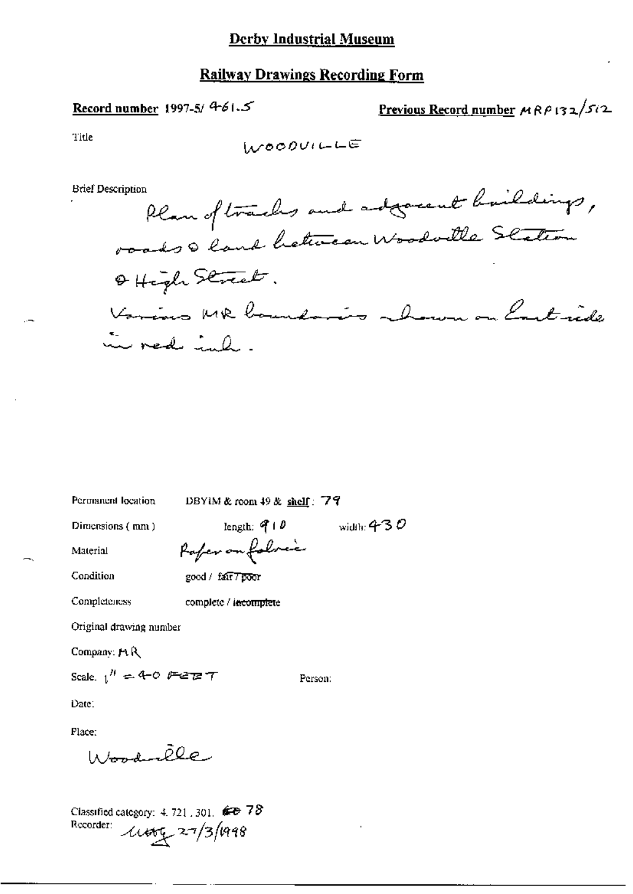# Derby Industrial Museum

## Railway Drawings Recording Form

**Record number** 1997-5/ 461.5

**Previous Record number** MRP132/512

Title: WOODVILLE

Brief Description

Plan of tracks and adjacent buildings, roads & land between Woodville Station & High Street.
Various MR boundaries shown on East side in red ink.

Permanent location: DBYIM & room 49 & shelf: 79

Dimensions (mm): length: 910 width: 430

Material: Paper on fabric

Condition: good / ~~fair / poor~~

Completeness: complete / ~~incomplete~~

Original drawing number

Company: MR

Scale: 1" = 40 FEET

Person:

Date:

Place: Woodville

Classified category: 4. 721. 301. ~~60~~ 78

Recorder: MAG 27/3/1998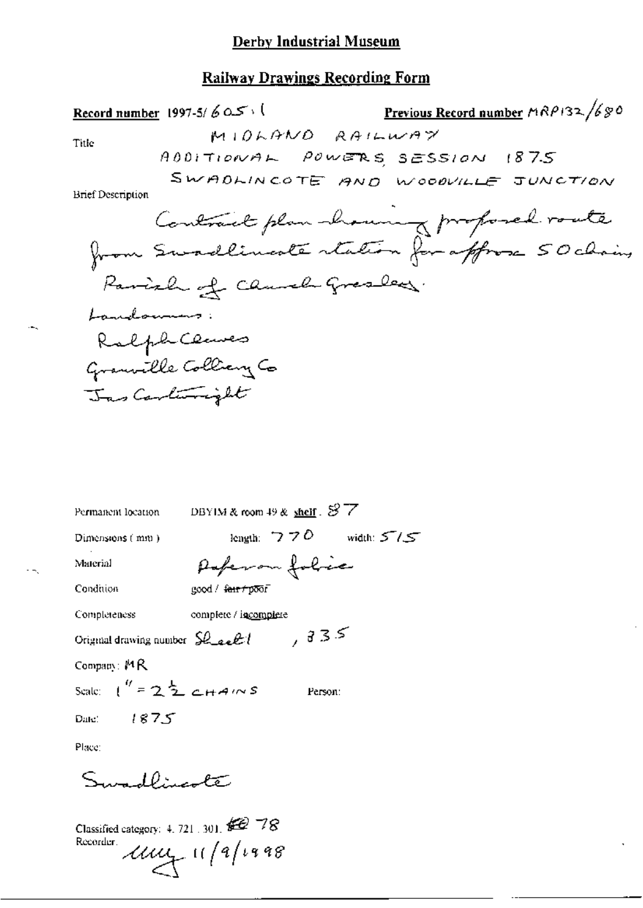# Derby Industrial Museum

## Railway Drawings Recording Form

**Record number** 1997-5/ 605.1

**Previous Record number** MRP132/680

Title

MIDLAND RAILWAY
ADDITIONAL POWERS SESSION 1875
SWADLINCOTE AND WOODVILLE JUNCTION

Brief Description

Contract plan showing proposed route from Swadlincote station for approx 50 chains
Parish of Church Gresley.
Landowners:
Ralph Clowes
Granville Colliery Co
Jas Cartwright

Permanent location: DBYIM & room 49 & shelf: 87

Dimensions (mm): length: 770 width: 515

Material: Paper on fabric

Condition: good / ~~fair / poor~~

Completeness: complete / incomplete

Original drawing number: Sheet 1, 835

Company: MR

Scale: 1" = 2½ CHAINS

Person:

Date: 1875

Place:

Swadlincote

Classified category: 4. 721. 301. ~~80~~ 78

Recorder: [signature] 11/9/1998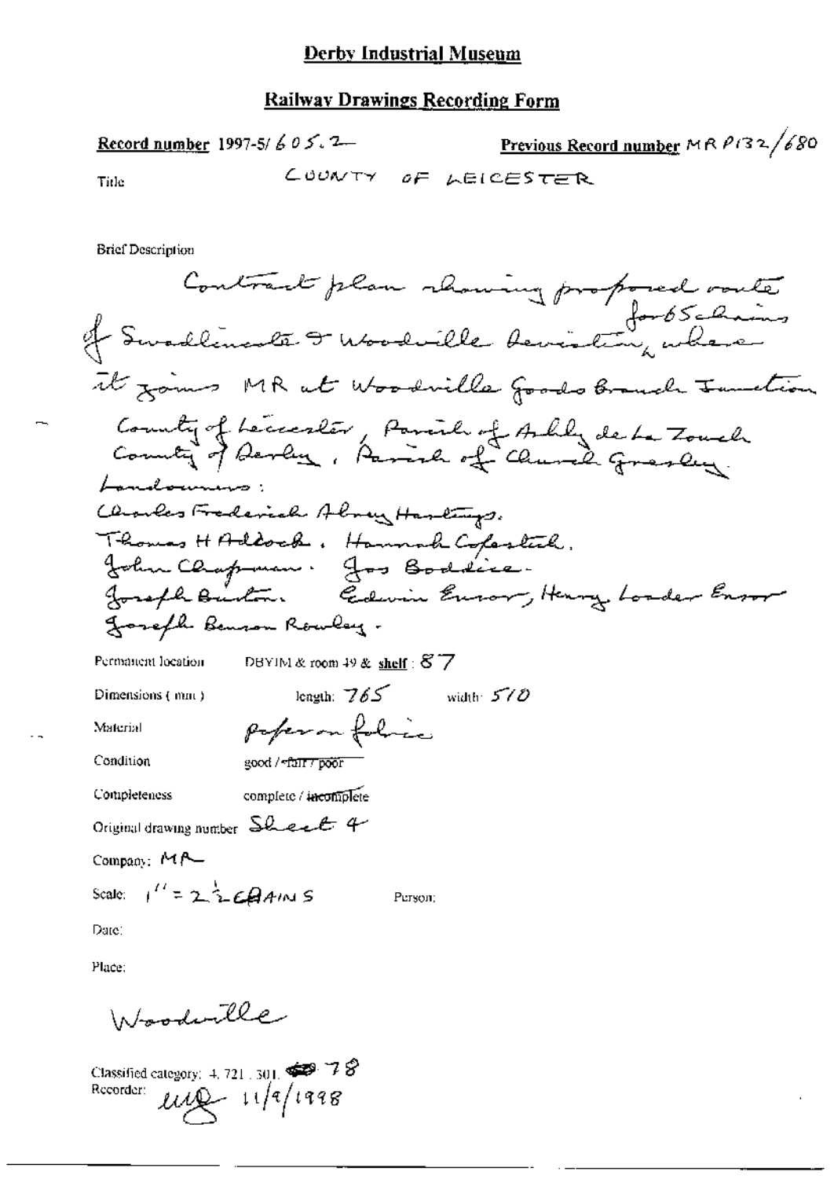# Derby Industrial Museum

## Railway Drawings Recording Form

**Record number** 1997-5/605.2

**Previous Record number** MR P132/680

Title: COUNTY OF LEICESTER

Brief Description

Contract plan showing proposed route of Swadlincote & Woodville deviation, for 65 chains where it joins MR at Woodville Goods Branch Junction

County of Leicester, Parish of Ashby de la Zouch
County of Derby, Parish of Church Gresley.

Landowners:

Charles Frederick Abney Hastings.
Thomas H Adcock. Hannah Copestick.
John Chapman. Jos Boddice.
Joseph Burton. Edwin Ensor, Henry Loader Ensor
Joseph Benson Rowley.

Permanent location: DBYIM & room 49 & **shelf**: 87

Dimensions (mm): length: 765 width: 510

Material: paper on fabric

Condition: good / ~~fair / poor~~

Completeness: complete / ~~incomplete~~

Original drawing number: Sheet 4

Company: MR

Scale: 1" = 2½ CHAINS

Person:

Date:

Place:

Woodville

Classified category: 4, 721, 301, 78

Recorder: [initials] 11/9/1998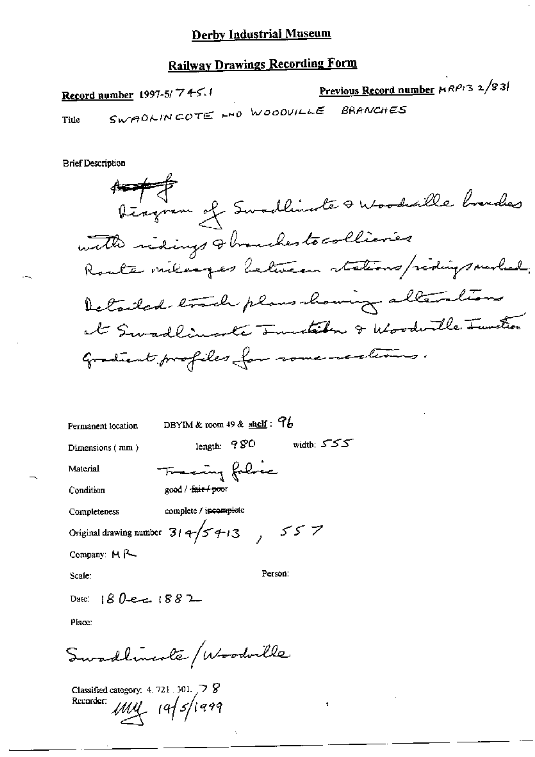# Derby Industrial Museum

## Railway Drawings Recording Form

**Record number** 1997-5/ 745.1

**Previous Record number** MRP132/831

Title SWADLINCOTE AND WOODVILLE BRANCHES

Brief Description

~~Part of~~ Diagram of Swadlincote & Woodville branches with sidings & branches to collieries Route mileages between stations/sidings marked; Detailed track plans showing alterations at Swadlincote Junction & Woodville Junction Gradient profiles for some sections.

Permanent location DBYIM & room 49 & shelf: 96

Dimensions ( mm ) length: 980 width: 555

Material Tracing fabric

Condition good / ~~fair / poor~~

Completeness complete / ~~incomplete~~

Original drawing number 314/54413 , 557

Company: MR

Scale:

Person:

Date: 18 Dec 1882

Place:

Swadlincote/Woodville

Classified category: 4. 721. 301. 78

Recorder: MG 19/5/1999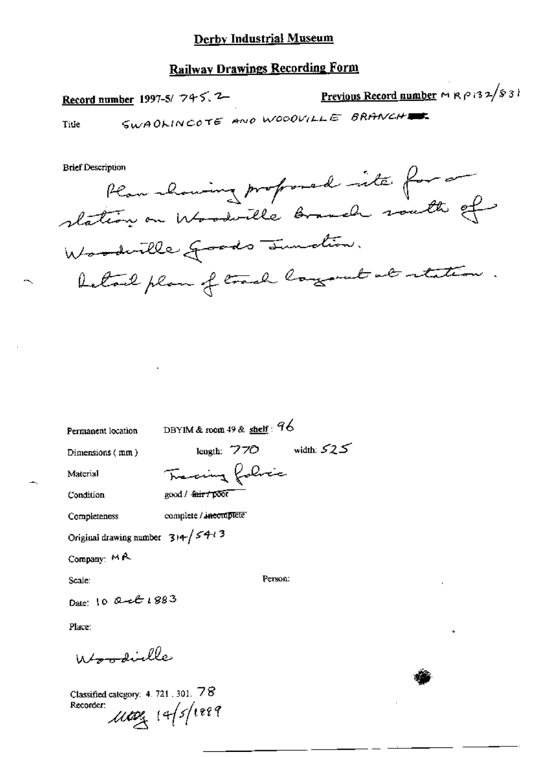# Derby Industrial Museum

## Railway Drawings Recording Form

**Record number** 1997-5/ 745.2

**Previous Record number** MRP132/831

Title SWADLINCOTE AND WOODVILLE BRANCH

Brief Description

Plan showing proposed site for a station on Woodville Branch south of Woodville Goods Junction.
Detail plan of track layout at station.

Permanent location DBYIM & room 49 & shelf: 96

Dimensions (mm) length: 770 width: 525

Material Tracing fabric

Condition good / ~~fair / poor~~

Completeness complete / ~~incomplete~~

Original drawing number 314/5413

Company: MR

Scale:

Person:

Date: 10 Oct 1883

Place:

Woodville

Classified category: 4. 721. 301. 78

Recorder: MTD 14/5/1999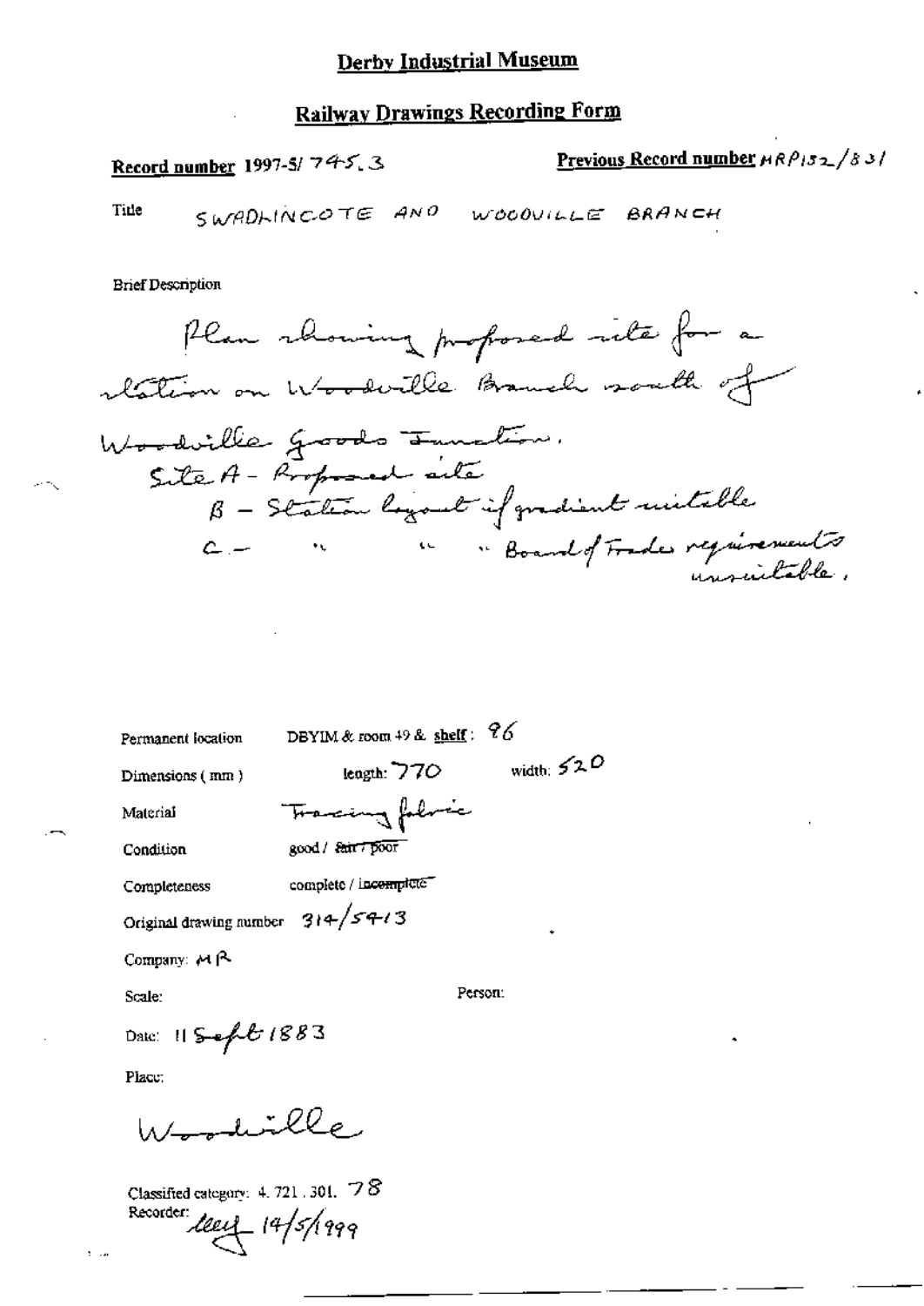# Derby Industrial Museum

## Railway Drawings Recording Form

**Record number** 1997-5/ 745.3

**Previous Record number** MRP132/831

Title SWADLINCOTE AND WOODVILLE BRANCH

Brief Description

Plan showing proposed site for a station on Woodville Branch south of Woodville Goods Junction.
Site A - Proposed site
B - Station layout if gradient suitable
C - " " " Board of Trade requirements unsuitable.

Permanent location DBYIM & room 49 & **shelf**: 96

Dimensions (mm) length: 770 width: 520

Material Tracing fabric

Condition good / ~~fair / poor~~

Completeness complete / ~~incomplete~~

Original drawing number 314/5413

Company: MR

Scale:

Person:

Date: 11 Sept 1883

Place:

Woodville

Classified category: 4. 721. 301. 78

Recorder: [signature] 14/5/1999